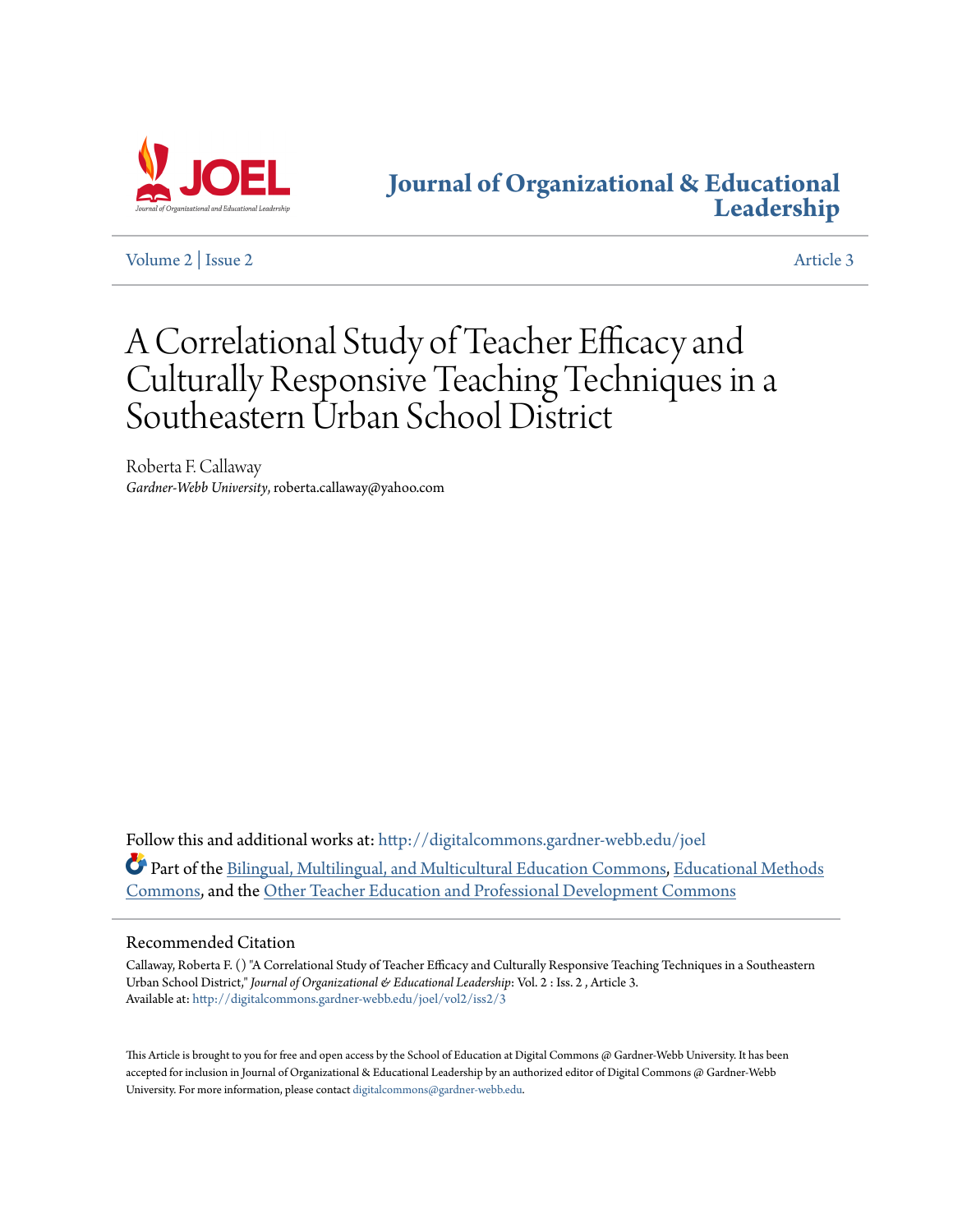# Journal of Organizational & Educational Leadership

Volume 2 | Issue 2 Article 3

# A Correlational Study of Teacher Efficacy and Culturally Responsive Teaching Techniques in a Southeastern Urban School District

Roberta F. Callaway
*Gardner-Webb University*, roberta.callaway@yahoo.com

Follow this and additional works at: http://digitalcommons.gardner-webb.edu/joel

Part of the Bilingual, Multilingual, and Multicultural Education Commons, Educational Methods Commons, and the Other Teacher Education and Professional Development Commons

## Recommended Citation

Callaway, Roberta F. () "A Correlational Study of Teacher Efficacy and Culturally Responsive Teaching Techniques in a Southeastern Urban School District," *Journal of Organizational & Educational Leadership*: Vol. 2 : Iss. 2 , Article 3.
Available at: http://digitalcommons.gardner-webb.edu/joel/vol2/iss2/3

This Article is brought to you for free and open access by the School of Education at Digital Commons @ Gardner-Webb University. It has been accepted for inclusion in Journal of Organizational & Educational Leadership by an authorized editor of Digital Commons @ Gardner-Webb University. For more information, please contact digitalcommons@gardner-webb.edu.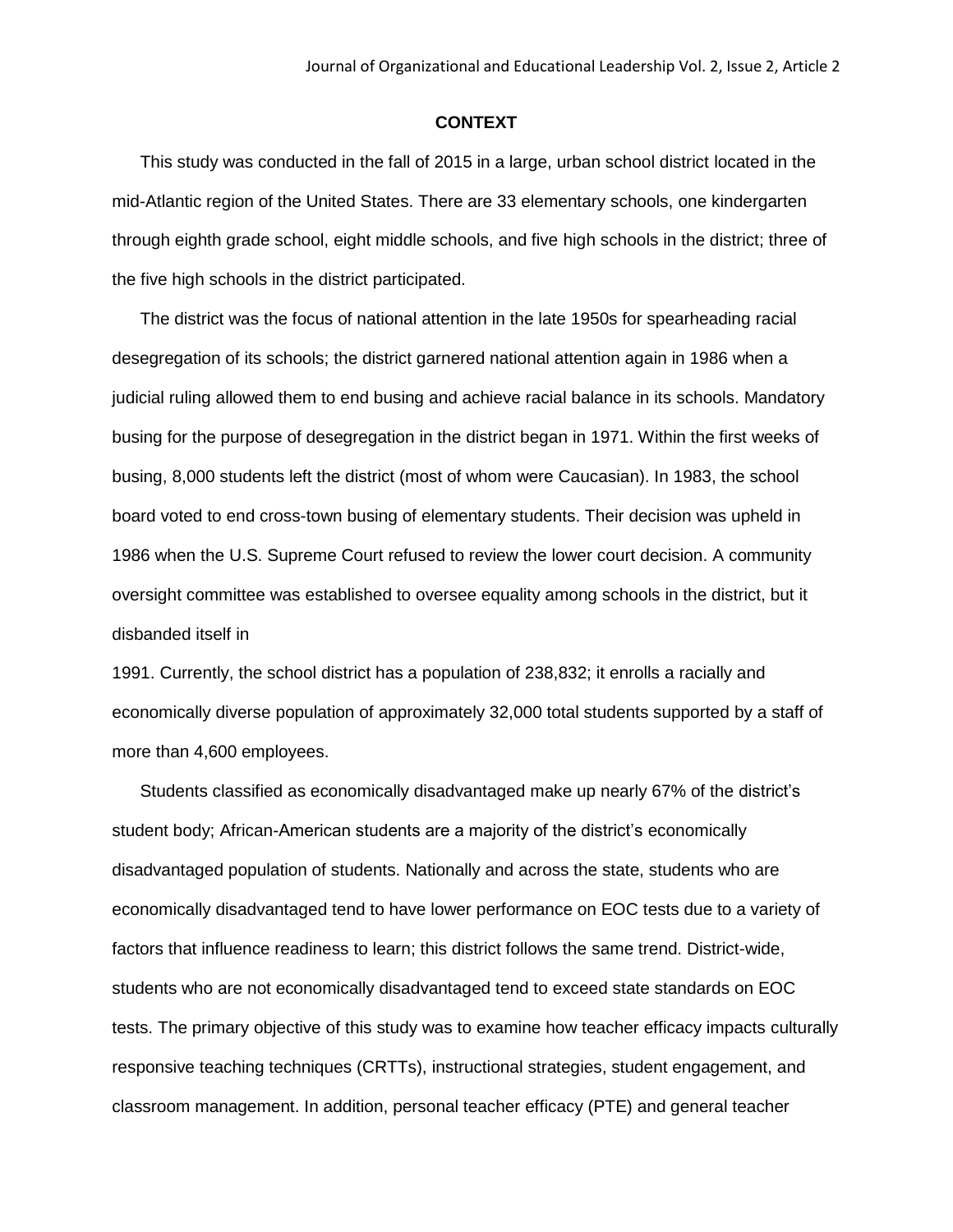## CONTEXT

This study was conducted in the fall of 2015 in a large, urban school district located in the mid-Atlantic region of the United States. There are 33 elementary schools, one kindergarten through eighth grade school, eight middle schools, and five high schools in the district; three of the five high schools in the district participated.

The district was the focus of national attention in the late 1950s for spearheading racial desegregation of its schools; the district garnered national attention again in 1986 when a judicial ruling allowed them to end busing and achieve racial balance in its schools. Mandatory busing for the purpose of desegregation in the district began in 1971. Within the first weeks of busing, 8,000 students left the district (most of whom were Caucasian). In 1983, the school board voted to end cross-town busing of elementary students. Their decision was upheld in 1986 when the U.S. Supreme Court refused to review the lower court decision. A community oversight committee was established to oversee equality among schools in the district, but it disbanded itself in 1991. Currently, the school district has a population of 238,832; it enrolls a racially and economically diverse population of approximately 32,000 total students supported by a staff of more than 4,600 employees.

Students classified as economically disadvantaged make up nearly 67% of the district's student body; African-American students are a majority of the district's economically disadvantaged population of students. Nationally and across the state, students who are economically disadvantaged tend to have lower performance on EOC tests due to a variety of factors that influence readiness to learn; this district follows the same trend. District-wide, students who are not economically disadvantaged tend to exceed state standards on EOC tests. The primary objective of this study was to examine how teacher efficacy impacts culturally responsive teaching techniques (CRTTs), instructional strategies, student engagement, and classroom management. In addition, personal teacher efficacy (PTE) and general teacher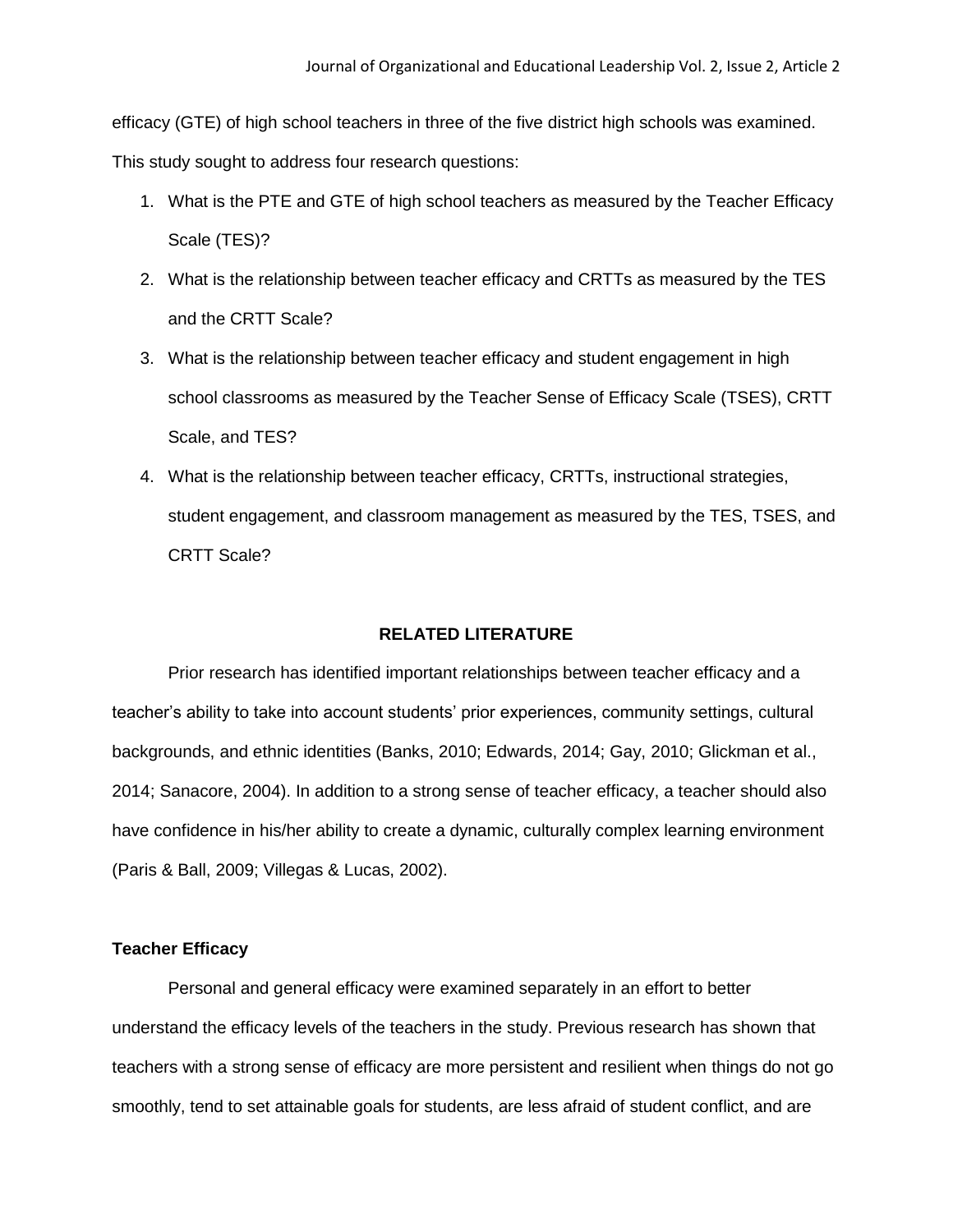efficacy (GTE) of high school teachers in three of the five district high schools was examined. This study sought to address four research questions:

1. What is the PTE and GTE of high school teachers as measured by the Teacher Efficacy Scale (TES)?
2. What is the relationship between teacher efficacy and CRTTs as measured by the TES and the CRTT Scale?
3. What is the relationship between teacher efficacy and student engagement in high school classrooms as measured by the Teacher Sense of Efficacy Scale (TSES), CRTT Scale, and TES?
4. What is the relationship between teacher efficacy, CRTTs, instructional strategies, student engagement, and classroom management as measured by the TES, TSES, and CRTT Scale?

## RELATED LITERATURE

Prior research has identified important relationships between teacher efficacy and a teacher's ability to take into account students' prior experiences, community settings, cultural backgrounds, and ethnic identities (Banks, 2010; Edwards, 2014; Gay, 2010; Glickman et al., 2014; Sanacore, 2004). In addition to a strong sense of teacher efficacy, a teacher should also have confidence in his/her ability to create a dynamic, culturally complex learning environment (Paris & Ball, 2009; Villegas & Lucas, 2002).

### Teacher Efficacy

Personal and general efficacy were examined separately in an effort to better understand the efficacy levels of the teachers in the study. Previous research has shown that teachers with a strong sense of efficacy are more persistent and resilient when things do not go smoothly, tend to set attainable goals for students, are less afraid of student conflict, and are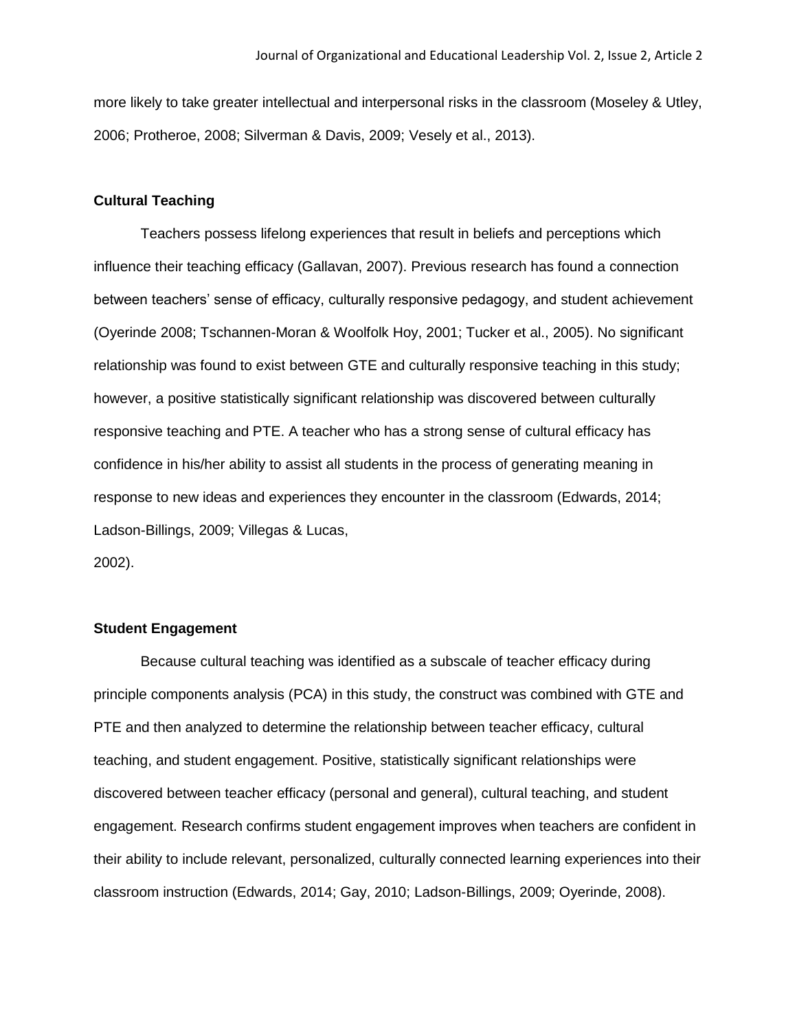more likely to take greater intellectual and interpersonal risks in the classroom (Moseley & Utley, 2006; Protheroe, 2008; Silverman & Davis, 2009; Vesely et al., 2013).

### Cultural Teaching

Teachers possess lifelong experiences that result in beliefs and perceptions which influence their teaching efficacy (Gallavan, 2007). Previous research has found a connection between teachers' sense of efficacy, culturally responsive pedagogy, and student achievement (Oyerinde 2008; Tschannen-Moran & Woolfolk Hoy, 2001; Tucker et al., 2005). No significant relationship was found to exist between GTE and culturally responsive teaching in this study; however, a positive statistically significant relationship was discovered between culturally responsive teaching and PTE. A teacher who has a strong sense of cultural efficacy has confidence in his/her ability to assist all students in the process of generating meaning in response to new ideas and experiences they encounter in the classroom (Edwards, 2014; Ladson-Billings, 2009; Villegas & Lucas, 2002).

### Student Engagement

Because cultural teaching was identified as a subscale of teacher efficacy during principle components analysis (PCA) in this study, the construct was combined with GTE and PTE and then analyzed to determine the relationship between teacher efficacy, cultural teaching, and student engagement. Positive, statistically significant relationships were discovered between teacher efficacy (personal and general), cultural teaching, and student engagement. Research confirms student engagement improves when teachers are confident in their ability to include relevant, personalized, culturally connected learning experiences into their classroom instruction (Edwards, 2014; Gay, 2010; Ladson-Billings, 2009; Oyerinde, 2008).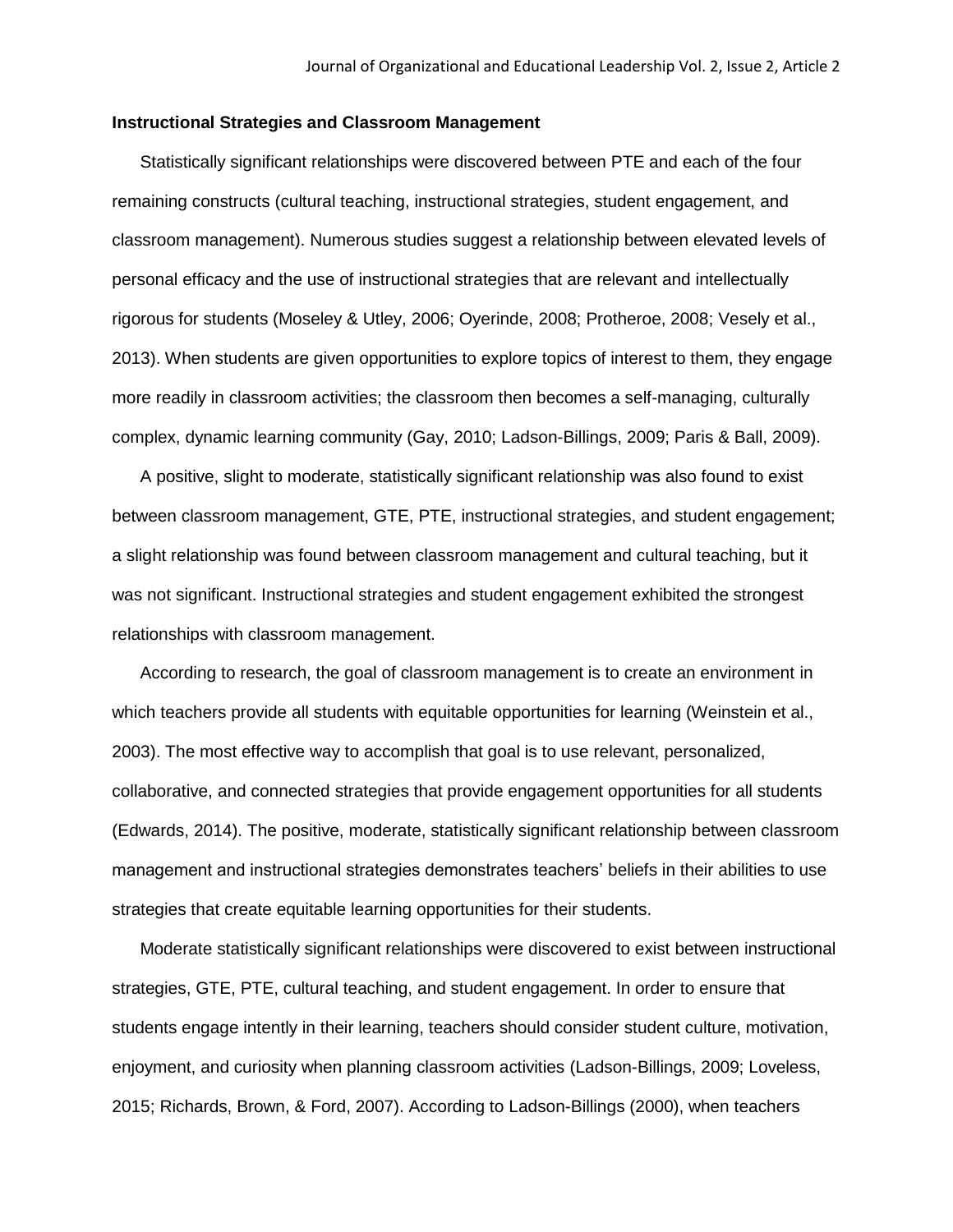### Instructional Strategies and Classroom Management

Statistically significant relationships were discovered between PTE and each of the four remaining constructs (cultural teaching, instructional strategies, student engagement, and classroom management). Numerous studies suggest a relationship between elevated levels of personal efficacy and the use of instructional strategies that are relevant and intellectually rigorous for students (Moseley & Utley, 2006; Oyerinde, 2008; Protheroe, 2008; Vesely et al., 2013). When students are given opportunities to explore topics of interest to them, they engage more readily in classroom activities; the classroom then becomes a self-managing, culturally complex, dynamic learning community (Gay, 2010; Ladson-Billings, 2009; Paris & Ball, 2009).

A positive, slight to moderate, statistically significant relationship was also found to exist between classroom management, GTE, PTE, instructional strategies, and student engagement; a slight relationship was found between classroom management and cultural teaching, but it was not significant. Instructional strategies and student engagement exhibited the strongest relationships with classroom management.

According to research, the goal of classroom management is to create an environment in which teachers provide all students with equitable opportunities for learning (Weinstein et al., 2003). The most effective way to accomplish that goal is to use relevant, personalized, collaborative, and connected strategies that provide engagement opportunities for all students (Edwards, 2014). The positive, moderate, statistically significant relationship between classroom management and instructional strategies demonstrates teachers' beliefs in their abilities to use strategies that create equitable learning opportunities for their students.

Moderate statistically significant relationships were discovered to exist between instructional strategies, GTE, PTE, cultural teaching, and student engagement. In order to ensure that students engage intently in their learning, teachers should consider student culture, motivation, enjoyment, and curiosity when planning classroom activities (Ladson-Billings, 2009; Loveless, 2015; Richards, Brown, & Ford, 2007). According to Ladson-Billings (2000), when teachers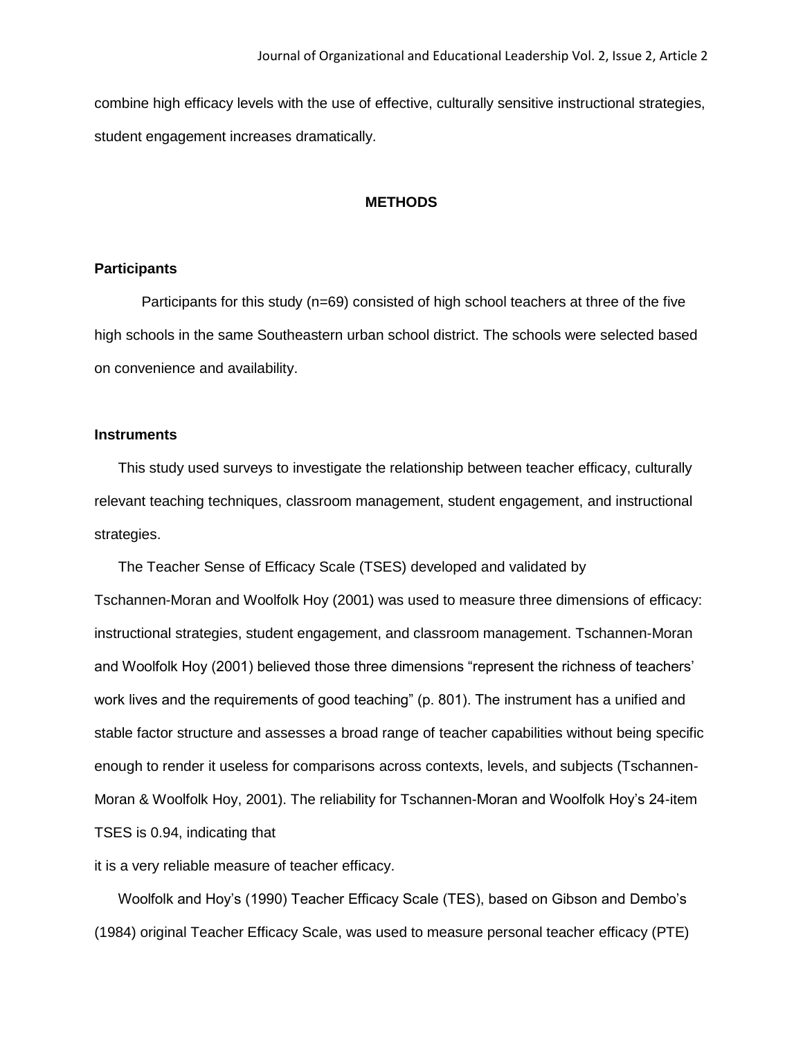combine high efficacy levels with the use of effective, culturally sensitive instructional strategies, student engagement increases dramatically.

## METHODS

### Participants

Participants for this study (n=69) consisted of high school teachers at three of the five high schools in the same Southeastern urban school district. The schools were selected based on convenience and availability.

### Instruments

This study used surveys to investigate the relationship between teacher efficacy, culturally relevant teaching techniques, classroom management, student engagement, and instructional strategies.

The Teacher Sense of Efficacy Scale (TSES) developed and validated by Tschannen-Moran and Woolfolk Hoy (2001) was used to measure three dimensions of efficacy: instructional strategies, student engagement, and classroom management. Tschannen-Moran and Woolfolk Hoy (2001) believed those three dimensions "represent the richness of teachers' work lives and the requirements of good teaching" (p. 801). The instrument has a unified and stable factor structure and assesses a broad range of teacher capabilities without being specific enough to render it useless for comparisons across contexts, levels, and subjects (Tschannen-Moran & Woolfolk Hoy, 2001). The reliability for Tschannen-Moran and Woolfolk Hoy's 24-item TSES is 0.94, indicating that it is a very reliable measure of teacher efficacy.

Woolfolk and Hoy's (1990) Teacher Efficacy Scale (TES), based on Gibson and Dembo's (1984) original Teacher Efficacy Scale, was used to measure personal teacher efficacy (PTE)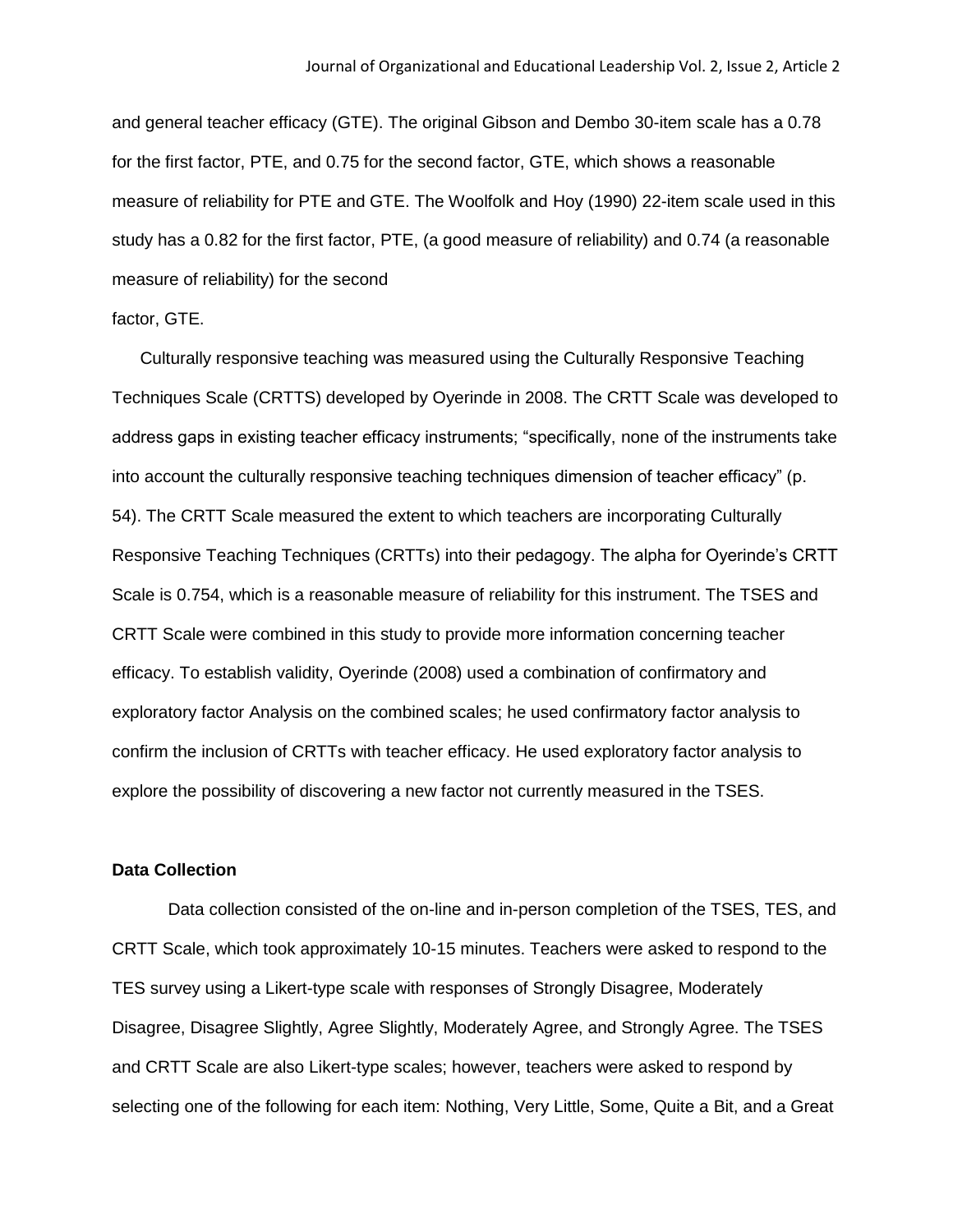and general teacher efficacy (GTE). The original Gibson and Dembo 30-item scale has a 0.78 for the first factor, PTE, and 0.75 for the second factor, GTE, which shows a reasonable measure of reliability for PTE and GTE. The Woolfolk and Hoy (1990) 22-item scale used in this study has a 0.82 for the first factor, PTE, (a good measure of reliability) and 0.74 (a reasonable measure of reliability) for the second factor, GTE.

Culturally responsive teaching was measured using the Culturally Responsive Teaching Techniques Scale (CRTTS) developed by Oyerinde in 2008. The CRTT Scale was developed to address gaps in existing teacher efficacy instruments; "specifically, none of the instruments take into account the culturally responsive teaching techniques dimension of teacher efficacy" (p. 54). The CRTT Scale measured the extent to which teachers are incorporating Culturally Responsive Teaching Techniques (CRTTs) into their pedagogy. The alpha for Oyerinde's CRTT Scale is 0.754, which is a reasonable measure of reliability for this instrument. The TSES and CRTT Scale were combined in this study to provide more information concerning teacher efficacy. To establish validity, Oyerinde (2008) used a combination of confirmatory and exploratory factor Analysis on the combined scales; he used confirmatory factor analysis to confirm the inclusion of CRTTs with teacher efficacy. He used exploratory factor analysis to explore the possibility of discovering a new factor not currently measured in the TSES.

**Data Collection**

Data collection consisted of the on-line and in-person completion of the TSES, TES, and CRTT Scale, which took approximately 10-15 minutes. Teachers were asked to respond to the TES survey using a Likert-type scale with responses of Strongly Disagree, Moderately Disagree, Disagree Slightly, Agree Slightly, Moderately Agree, and Strongly Agree. The TSES and CRTT Scale are also Likert-type scales; however, teachers were asked to respond by selecting one of the following for each item: Nothing, Very Little, Some, Quite a Bit, and a Great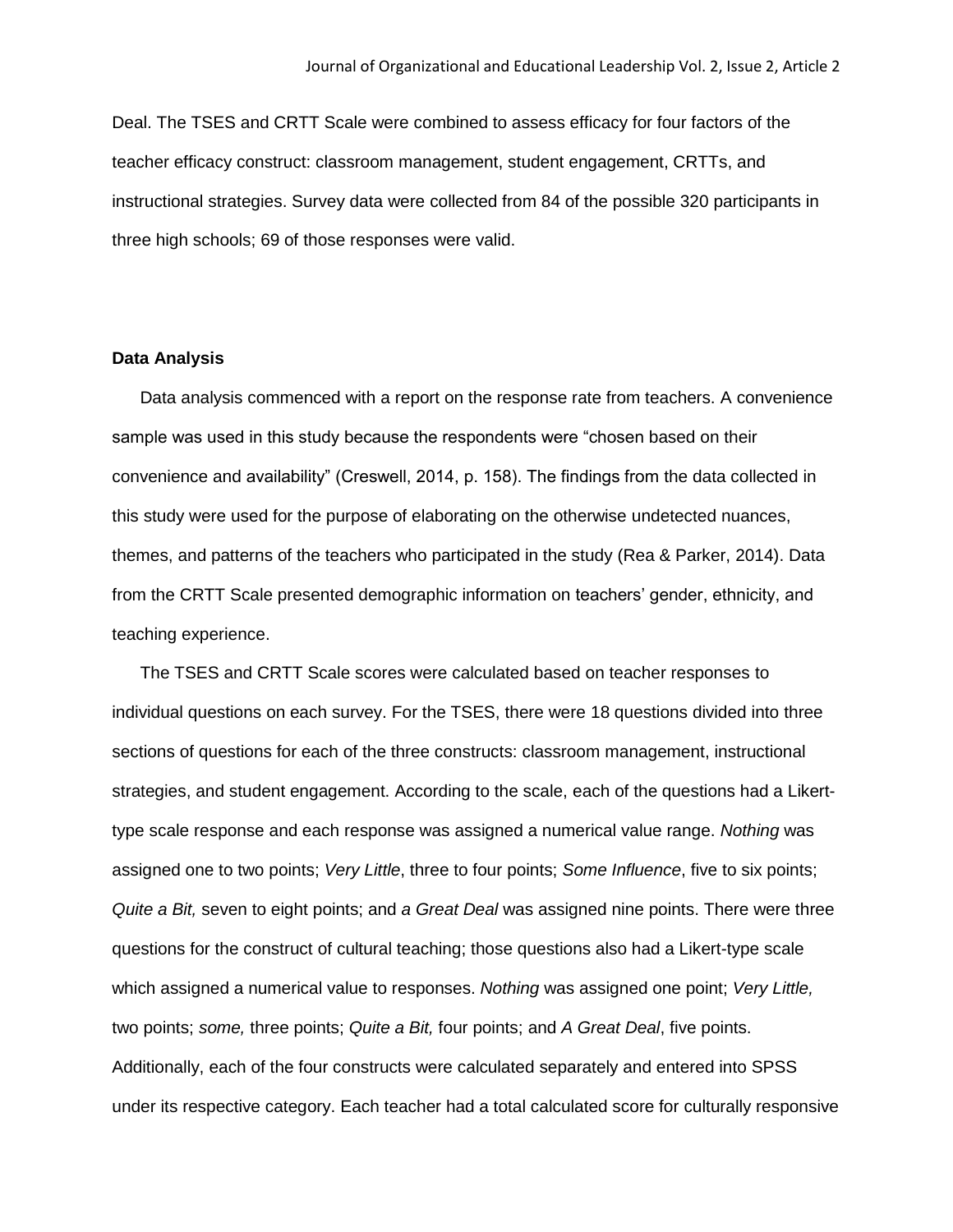Deal. The TSES and CRTT Scale were combined to assess efficacy for four factors of the teacher efficacy construct: classroom management, student engagement, CRTTs, and instructional strategies. Survey data were collected from 84 of the possible 320 participants in three high schools; 69 of those responses were valid.

### Data Analysis

Data analysis commenced with a report on the response rate from teachers. A convenience sample was used in this study because the respondents were "chosen based on their convenience and availability" (Creswell, 2014, p. 158). The findings from the data collected in this study were used for the purpose of elaborating on the otherwise undetected nuances, themes, and patterns of the teachers who participated in the study (Rea & Parker, 2014). Data from the CRTT Scale presented demographic information on teachers' gender, ethnicity, and teaching experience.

The TSES and CRTT Scale scores were calculated based on teacher responses to individual questions on each survey. For the TSES, there were 18 questions divided into three sections of questions for each of the three constructs: classroom management, instructional strategies, and student engagement. According to the scale, each of the questions had a Likert-type scale response and each response was assigned a numerical value range. *Nothing* was assigned one to two points; *Very Little*, three to four points; *Some Influence*, five to six points; *Quite a Bit,* seven to eight points; and *a Great Deal* was assigned nine points. There were three questions for the construct of cultural teaching; those questions also had a Likert-type scale which assigned a numerical value to responses. *Nothing* was assigned one point; *Very Little,* two points; *some,* three points; *Quite a Bit,* four points; and *A Great Deal*, five points. Additionally, each of the four constructs were calculated separately and entered into SPSS under its respective category. Each teacher had a total calculated score for culturally responsive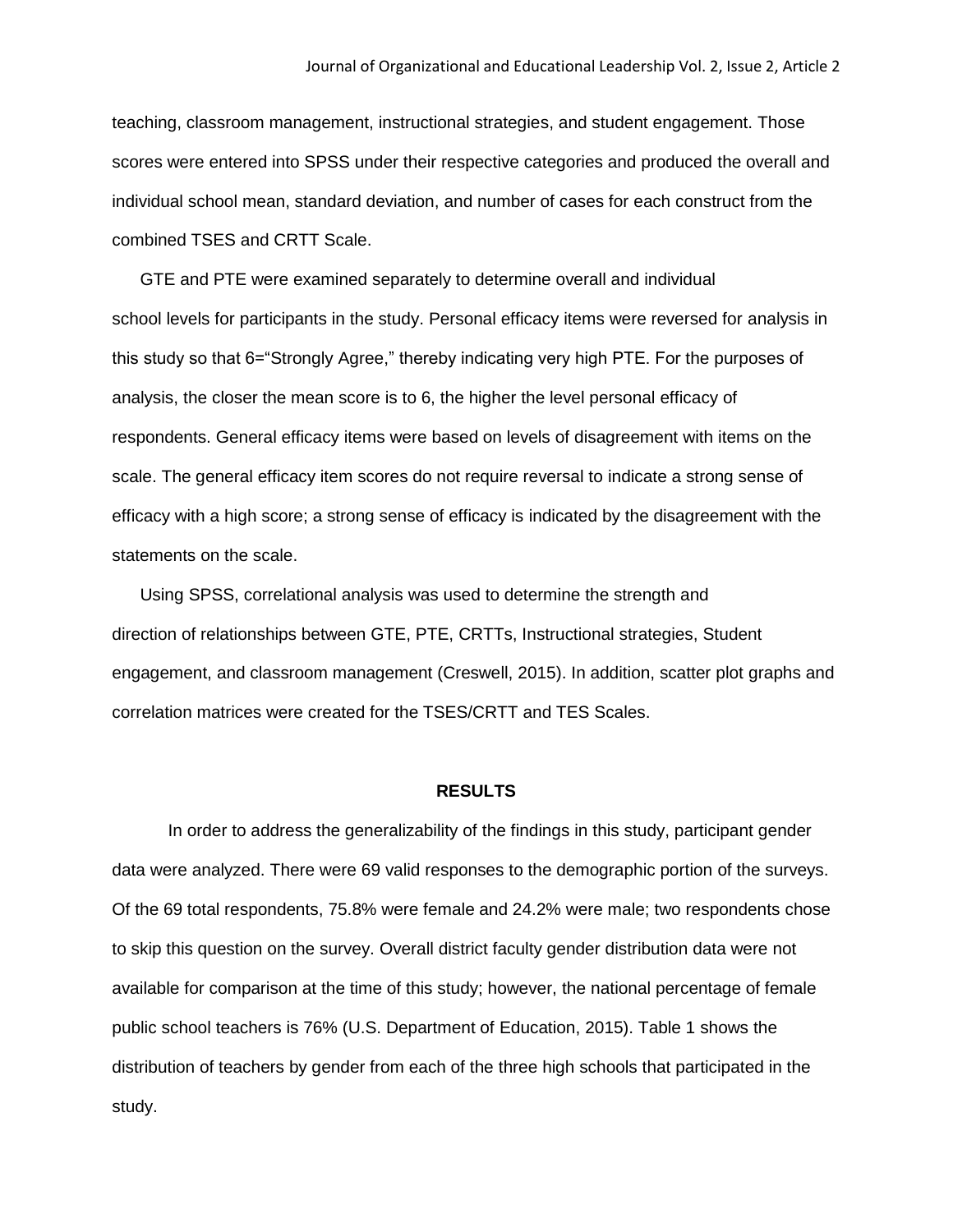teaching, classroom management, instructional strategies, and student engagement. Those scores were entered into SPSS under their respective categories and produced the overall and individual school mean, standard deviation, and number of cases for each construct from the combined TSES and CRTT Scale.

GTE and PTE were examined separately to determine overall and individual school levels for participants in the study. Personal efficacy items were reversed for analysis in this study so that 6="Strongly Agree," thereby indicating very high PTE. For the purposes of analysis, the closer the mean score is to 6, the higher the level personal efficacy of respondents. General efficacy items were based on levels of disagreement with items on the scale. The general efficacy item scores do not require reversal to indicate a strong sense of efficacy with a high score; a strong sense of efficacy is indicated by the disagreement with the statements on the scale.

Using SPSS, correlational analysis was used to determine the strength and direction of relationships between GTE, PTE, CRTTs, Instructional strategies, Student engagement, and classroom management (Creswell, 2015). In addition, scatter plot graphs and correlation matrices were created for the TSES/CRTT and TES Scales.

## RESULTS

In order to address the generalizability of the findings in this study, participant gender data were analyzed. There were 69 valid responses to the demographic portion of the surveys. Of the 69 total respondents, 75.8% were female and 24.2% were male; two respondents chose to skip this question on the survey. Overall district faculty gender distribution data were not available for comparison at the time of this study; however, the national percentage of female public school teachers is 76% (U.S. Department of Education, 2015). Table 1 shows the distribution of teachers by gender from each of the three high schools that participated in the study.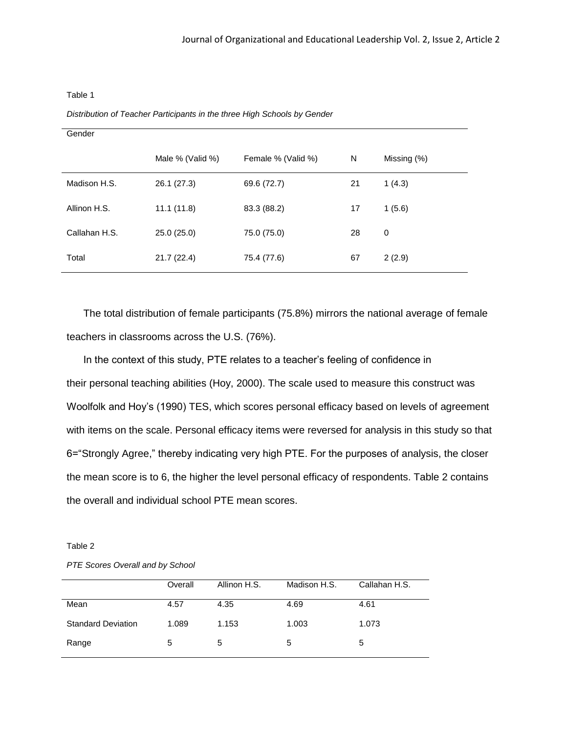Table 1

*Distribution of Teacher Participants in the three High Schools by Gender*

| Gender | | | | |
|---|---|---|---|---|
| | Male % (Valid %) | Female % (Valid %) | N | Missing (%) |
| Madison H.S. | 26.1 (27.3) | 69.6 (72.7) | 21 | 1 (4.3) |
| Allinon H.S. | 11.1 (11.8) | 83.3 (88.2) | 17 | 1 (5.6) |
| Callahan H.S. | 25.0 (25.0) | 75.0 (75.0) | 28 | 0 |
| Total | 21.7 (22.4) | 75.4 (77.6) | 67 | 2 (2.9) |

The total distribution of female participants (75.8%) mirrors the national average of female teachers in classrooms across the U.S. (76%).

In the context of this study, PTE relates to a teacher's feeling of confidence in their personal teaching abilities (Hoy, 2000). The scale used to measure this construct was Woolfolk and Hoy's (1990) TES, which scores personal efficacy based on levels of agreement with items on the scale. Personal efficacy items were reversed for analysis in this study so that 6="Strongly Agree," thereby indicating very high PTE. For the purposes of analysis, the closer the mean score is to 6, the higher the level personal efficacy of respondents. Table 2 contains the overall and individual school PTE mean scores.

Table 2

*PTE Scores Overall and by School*

| | Overall | Allinon H.S. | Madison H.S. | Callahan H.S. |
|---|---|---|---|---|
| Mean | 4.57 | 4.35 | 4.69 | 4.61 |
| Standard Deviation | 1.089 | 1.153 | 1.003 | 1.073 |
| Range | 5 | 5 | 5 | 5 |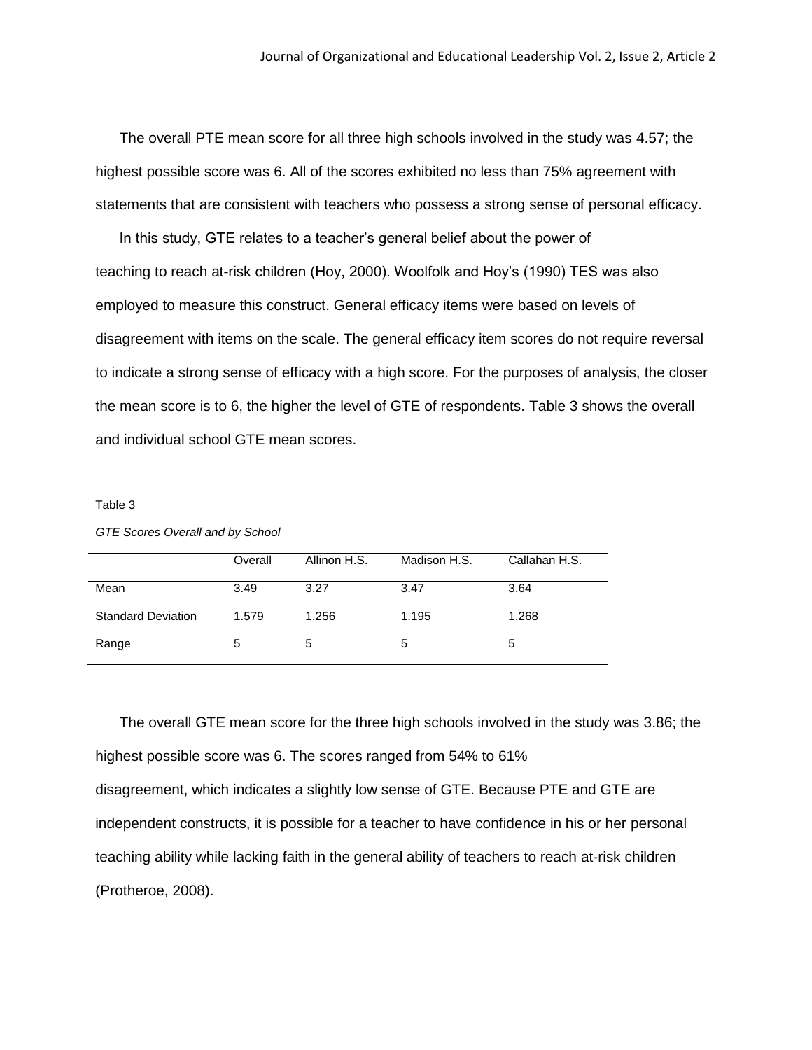The overall PTE mean score for all three high schools involved in the study was 4.57; the highest possible score was 6. All of the scores exhibited no less than 75% agreement with statements that are consistent with teachers who possess a strong sense of personal efficacy.

In this study, GTE relates to a teacher's general belief about the power of teaching to reach at-risk children (Hoy, 2000). Woolfolk and Hoy's (1990) TES was also employed to measure this construct. General efficacy items were based on levels of disagreement with items on the scale. The general efficacy item scores do not require reversal to indicate a strong sense of efficacy with a high score. For the purposes of analysis, the closer the mean score is to 6, the higher the level of GTE of respondents. Table 3 shows the overall and individual school GTE mean scores.

Table 3

*GTE Scores Overall and by School*

| | Overall | Allinon H.S. | Madison H.S. | Callahan H.S. |
|---|---|---|---|---|
| Mean | 3.49 | 3.27 | 3.47 | 3.64 |
| Standard Deviation | 1.579 | 1.256 | 1.195 | 1.268 |
| Range | 5 | 5 | 5 | 5 |

The overall GTE mean score for the three high schools involved in the study was 3.86; the highest possible score was 6. The scores ranged from 54% to 61% disagreement, which indicates a slightly low sense of GTE. Because PTE and GTE are independent constructs, it is possible for a teacher to have confidence in his or her personal teaching ability while lacking faith in the general ability of teachers to reach at-risk children (Protheroe, 2008).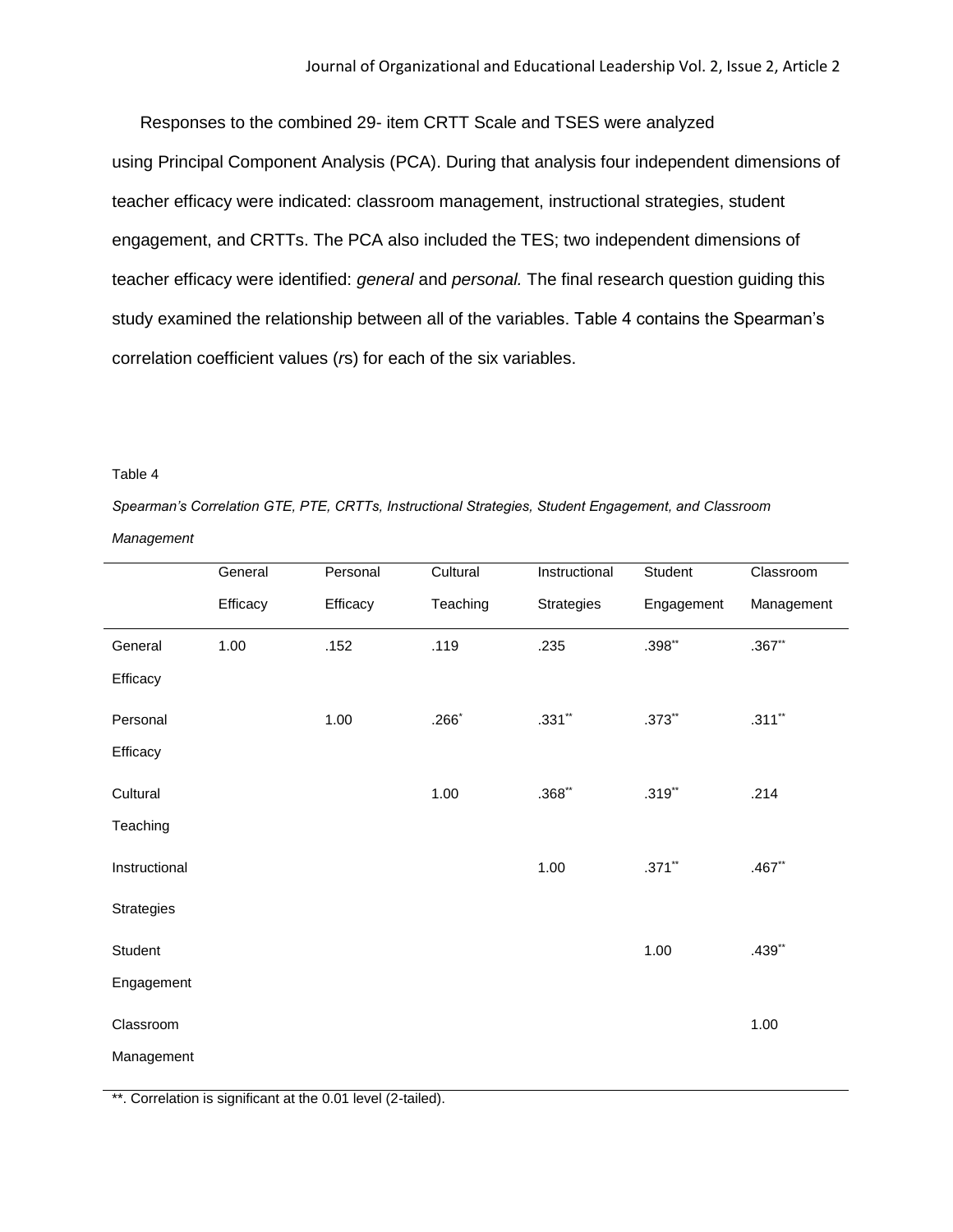Responses to the combined 29- item CRTT Scale and TSES were analyzed using Principal Component Analysis (PCA). During that analysis four independent dimensions of teacher efficacy were indicated: classroom management, instructional strategies, student engagement, and CRTTs. The PCA also included the TES; two independent dimensions of teacher efficacy were identified: *general* and *personal.* The final research question guiding this study examined the relationship between all of the variables. Table 4 contains the Spearman's correlation coefficient values (*r*s) for each of the six variables.

Table 4

*Spearman's Correlation GTE, PTE, CRTTs, Instructional Strategies, Student Engagement, and Classroom Management*

| | General Efficacy | Personal Efficacy | Cultural Teaching | Instructional Strategies | Student Engagement | Classroom Management |
|---|---|---|---|---|---|---|
| General Efficacy | 1.00 | .152 | .119 | .235 | .398** | .367** |
| Personal Efficacy | | 1.00 | .266* | .331** | .373** | .311** |
| Cultural Teaching | | | 1.00 | .368** | .319** | .214 |
| Instructional Strategies | | | | 1.00 | .371** | .467** |
| Student Engagement | | | | | 1.00 | .439** |
| Classroom Management | | | | | | 1.00 |

**. Correlation is significant at the 0.01 level (2-tailed).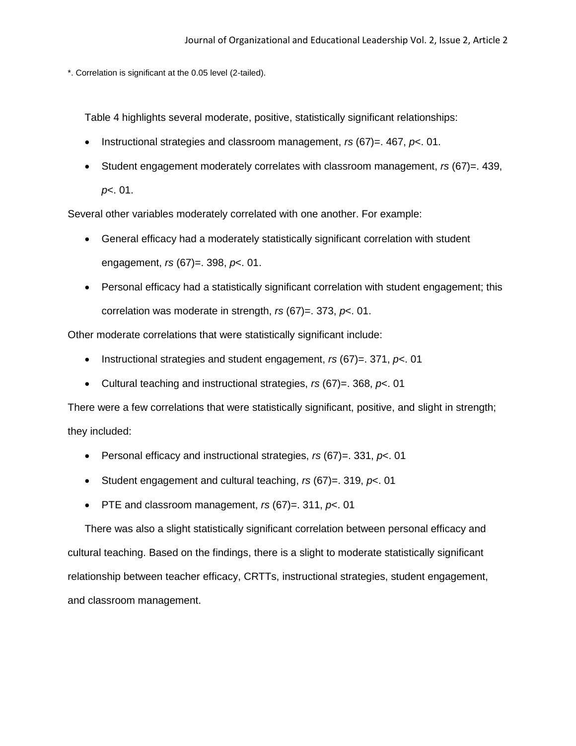*. Correlation is significant at the 0.05 level (2-tailed).

Table 4 highlights several moderate, positive, statistically significant relationships:

- Instructional strategies and classroom management, $r_s$ (67)=. 467, $p$<. 01.
- Student engagement moderately correlates with classroom management, $r_s$ (67)=. 439, $p$<. 01.

Several other variables moderately correlated with one another. For example:

- General efficacy had a moderately statistically significant correlation with student engagement, $r_s$ (67)=. 398, $p$<. 01.
- Personal efficacy had a statistically significant correlation with student engagement; this correlation was moderate in strength, $r_s$ (67)=. 373, $p$<. 01.

Other moderate correlations that were statistically significant include:

- Instructional strategies and student engagement, $r_s$ (67)=. 371, $p$<. 01
- Cultural teaching and instructional strategies, $r_s$ (67)=. 368, $p$<. 01

There were a few correlations that were statistically significant, positive, and slight in strength; they included:

- Personal efficacy and instructional strategies, $r_s$ (67)=. 331, $p$<. 01
- Student engagement and cultural teaching, $r_s$ (67)=. 319, $p$<. 01
- PTE and classroom management, $r_s$ (67)=. 311, $p$<. 01

There was also a slight statistically significant correlation between personal efficacy and cultural teaching. Based on the findings, there is a slight to moderate statistically significant relationship between teacher efficacy, CRTTs, instructional strategies, student engagement, and classroom management.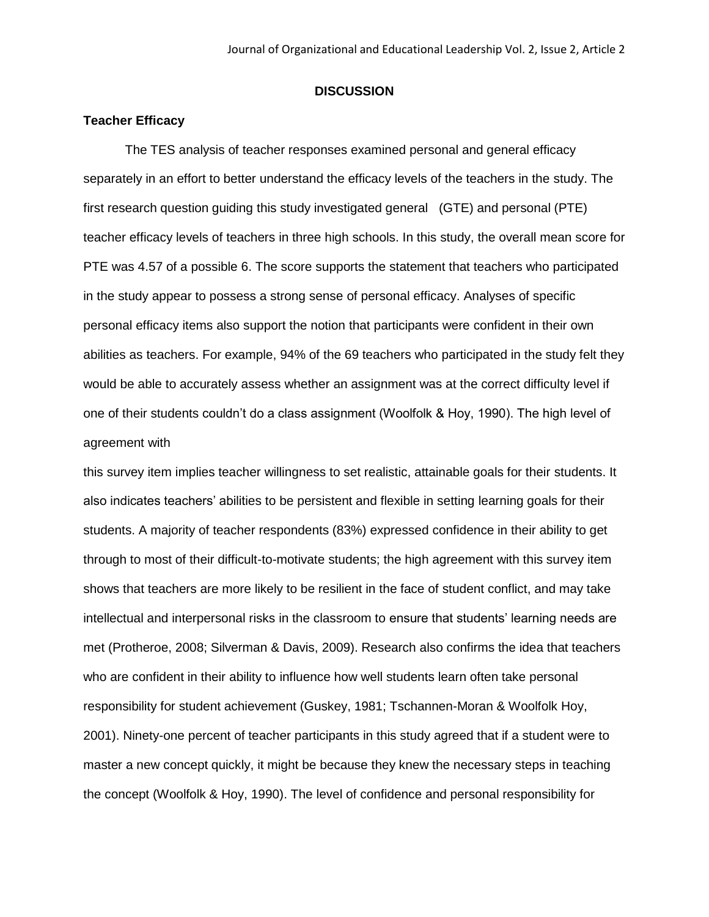## DISCUSSION

### Teacher Efficacy

The TES analysis of teacher responses examined personal and general efficacy separately in an effort to better understand the efficacy levels of the teachers in the study. The first research question guiding this study investigated general (GTE) and personal (PTE) teacher efficacy levels of teachers in three high schools. In this study, the overall mean score for PTE was 4.57 of a possible 6. The score supports the statement that teachers who participated in the study appear to possess a strong sense of personal efficacy. Analyses of specific personal efficacy items also support the notion that participants were confident in their own abilities as teachers. For example, 94% of the 69 teachers who participated in the study felt they would be able to accurately assess whether an assignment was at the correct difficulty level if one of their students couldn't do a class assignment (Woolfolk & Hoy, 1990). The high level of agreement with this survey item implies teacher willingness to set realistic, attainable goals for their students. It also indicates teachers' abilities to be persistent and flexible in setting learning goals for their students. A majority of teacher respondents (83%) expressed confidence in their ability to get through to most of their difficult-to-motivate students; the high agreement with this survey item shows that teachers are more likely to be resilient in the face of student conflict, and may take intellectual and interpersonal risks in the classroom to ensure that students' learning needs are met (Protheroe, 2008; Silverman & Davis, 2009). Research also confirms the idea that teachers who are confident in their ability to influence how well students learn often take personal responsibility for student achievement (Guskey, 1981; Tschannen-Moran & Woolfolk Hoy, 2001). Ninety-one percent of teacher participants in this study agreed that if a student were to master a new concept quickly, it might be because they knew the necessary steps in teaching the concept (Woolfolk & Hoy, 1990). The level of confidence and personal responsibility for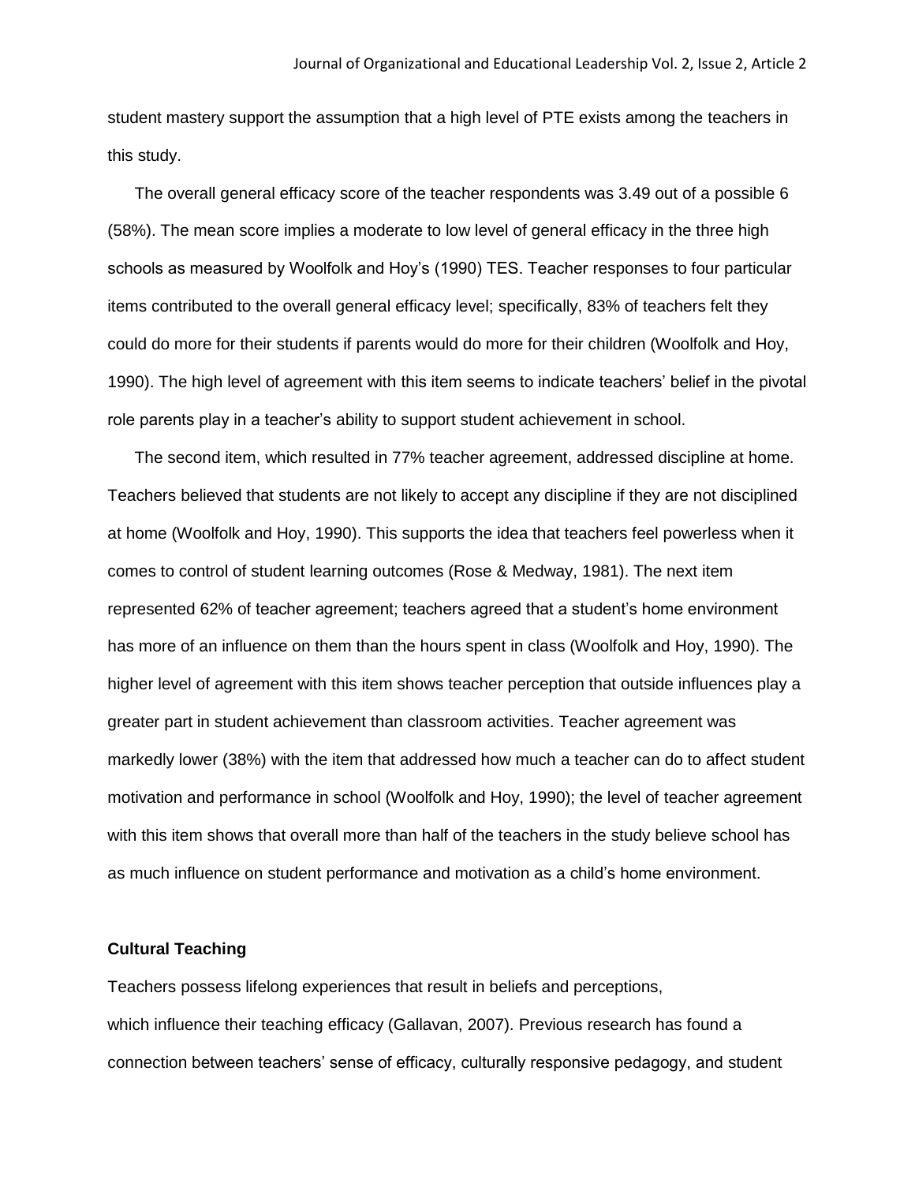student mastery support the assumption that a high level of PTE exists among the teachers in this study.

The overall general efficacy score of the teacher respondents was 3.49 out of a possible 6 (58%). The mean score implies a moderate to low level of general efficacy in the three high schools as measured by Woolfolk and Hoy's (1990) TES. Teacher responses to four particular items contributed to the overall general efficacy level; specifically, 83% of teachers felt they could do more for their students if parents would do more for their children (Woolfolk and Hoy, 1990). The high level of agreement with this item seems to indicate teachers' belief in the pivotal role parents play in a teacher's ability to support student achievement in school.

The second item, which resulted in 77% teacher agreement, addressed discipline at home. Teachers believed that students are not likely to accept any discipline if they are not disciplined at home (Woolfolk and Hoy, 1990). This supports the idea that teachers feel powerless when it comes to control of student learning outcomes (Rose & Medway, 1981). The next item represented 62% of teacher agreement; teachers agreed that a student's home environment has more of an influence on them than the hours spent in class (Woolfolk and Hoy, 1990). The higher level of agreement with this item shows teacher perception that outside influences play a greater part in student achievement than classroom activities. Teacher agreement was markedly lower (38%) with the item that addressed how much a teacher can do to affect student motivation and performance in school (Woolfolk and Hoy, 1990); the level of teacher agreement with this item shows that overall more than half of the teachers in the study believe school has as much influence on student performance and motivation as a child's home environment.

### Cultural Teaching

Teachers possess lifelong experiences that result in beliefs and perceptions, which influence their teaching efficacy (Gallavan, 2007). Previous research has found a connection between teachers' sense of efficacy, culturally responsive pedagogy, and student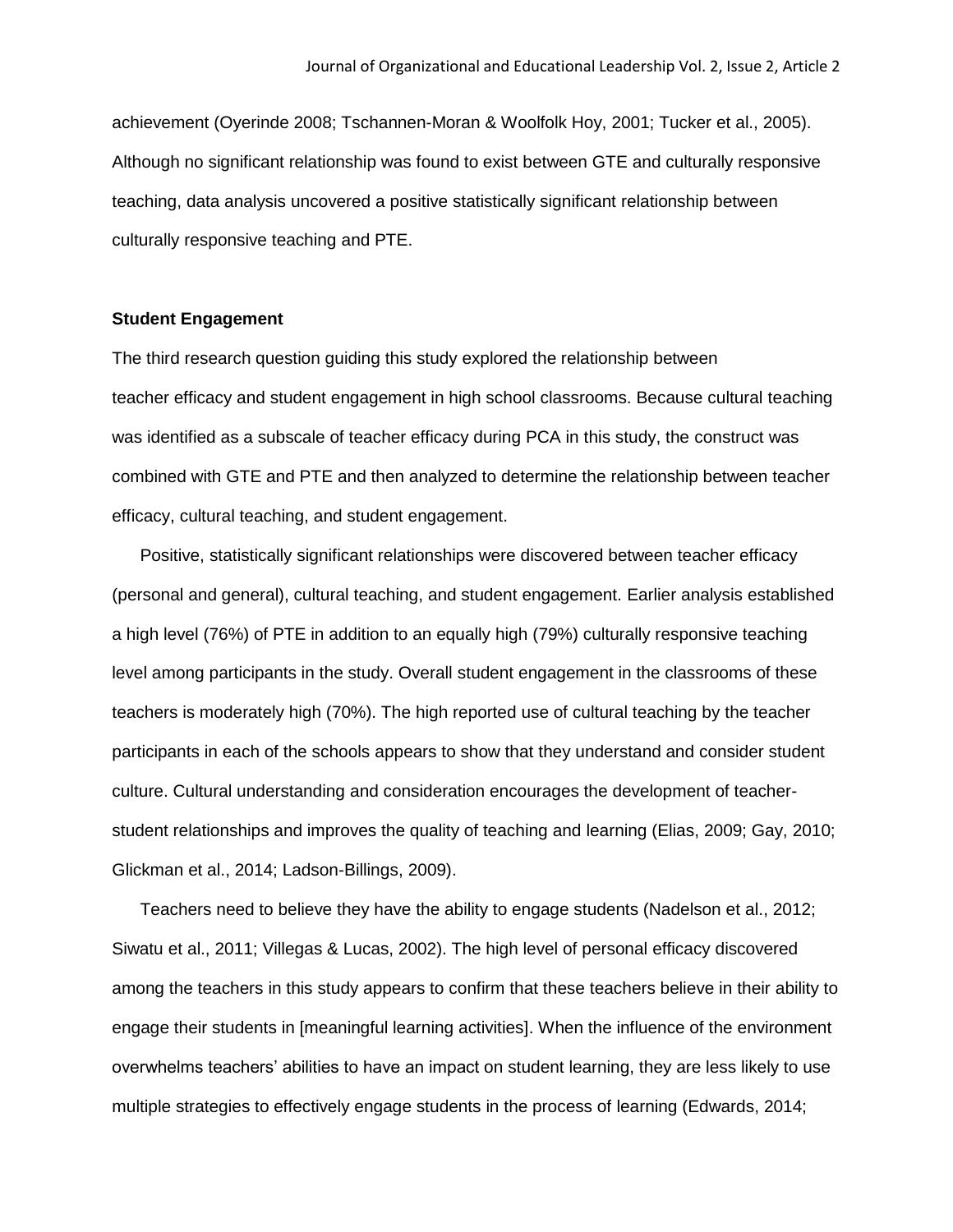achievement (Oyerinde 2008; Tschannen-Moran & Woolfolk Hoy, 2001; Tucker et al., 2005). Although no significant relationship was found to exist between GTE and culturally responsive teaching, data analysis uncovered a positive statistically significant relationship between culturally responsive teaching and PTE.

**Student Engagement**

The third research question guiding this study explored the relationship between teacher efficacy and student engagement in high school classrooms. Because cultural teaching was identified as a subscale of teacher efficacy during PCA in this study, the construct was combined with GTE and PTE and then analyzed to determine the relationship between teacher efficacy, cultural teaching, and student engagement.

Positive, statistically significant relationships were discovered between teacher efficacy (personal and general), cultural teaching, and student engagement. Earlier analysis established a high level (76%) of PTE in addition to an equally high (79%) culturally responsive teaching level among participants in the study. Overall student engagement in the classrooms of these teachers is moderately high (70%). The high reported use of cultural teaching by the teacher participants in each of the schools appears to show that they understand and consider student culture. Cultural understanding and consideration encourages the development of teacher-student relationships and improves the quality of teaching and learning (Elias, 2009; Gay, 2010; Glickman et al., 2014; Ladson-Billings, 2009).

Teachers need to believe they have the ability to engage students (Nadelson et al., 2012; Siwatu et al., 2011; Villegas & Lucas, 2002). The high level of personal efficacy discovered among the teachers in this study appears to confirm that these teachers believe in their ability to engage their students in [meaningful learning activities]. When the influence of the environment overwhelms teachers' abilities to have an impact on student learning, they are less likely to use multiple strategies to effectively engage students in the process of learning (Edwards, 2014;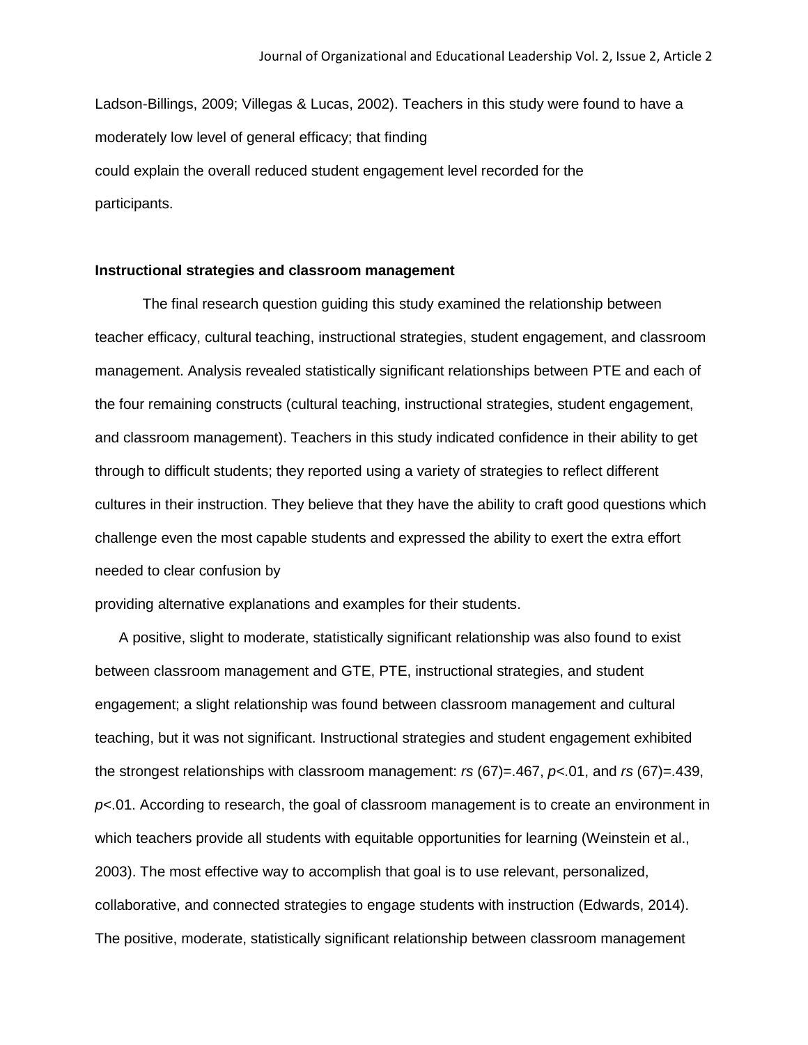Ladson-Billings, 2009; Villegas & Lucas, 2002). Teachers in this study were found to have a moderately low level of general efficacy; that finding could explain the overall reduced student engagement level recorded for the participants.

### Instructional strategies and classroom management

The final research question guiding this study examined the relationship between teacher efficacy, cultural teaching, instructional strategies, student engagement, and classroom management. Analysis revealed statistically significant relationships between PTE and each of the four remaining constructs (cultural teaching, instructional strategies, student engagement, and classroom management). Teachers in this study indicated confidence in their ability to get through to difficult students; they reported using a variety of strategies to reflect different cultures in their instruction. They believe that they have the ability to craft good questions which challenge even the most capable students and expressed the ability to exert the extra effort needed to clear confusion by providing alternative explanations and examples for their students.

A positive, slight to moderate, statistically significant relationship was also found to exist between classroom management and GTE, PTE, instructional strategies, and student engagement; a slight relationship was found between classroom management and cultural teaching, but it was not significant. Instructional strategies and student engagement exhibited the strongest relationships with classroom management: $r_s\,(67)=.467$, $p<.01$, and $r_s\,(67)=.439$, $p<.01$. According to research, the goal of classroom management is to create an environment in which teachers provide all students with equitable opportunities for learning (Weinstein et al., 2003). The most effective way to accomplish that goal is to use relevant, personalized, collaborative, and connected strategies to engage students with instruction (Edwards, 2014). The positive, moderate, statistically significant relationship between classroom management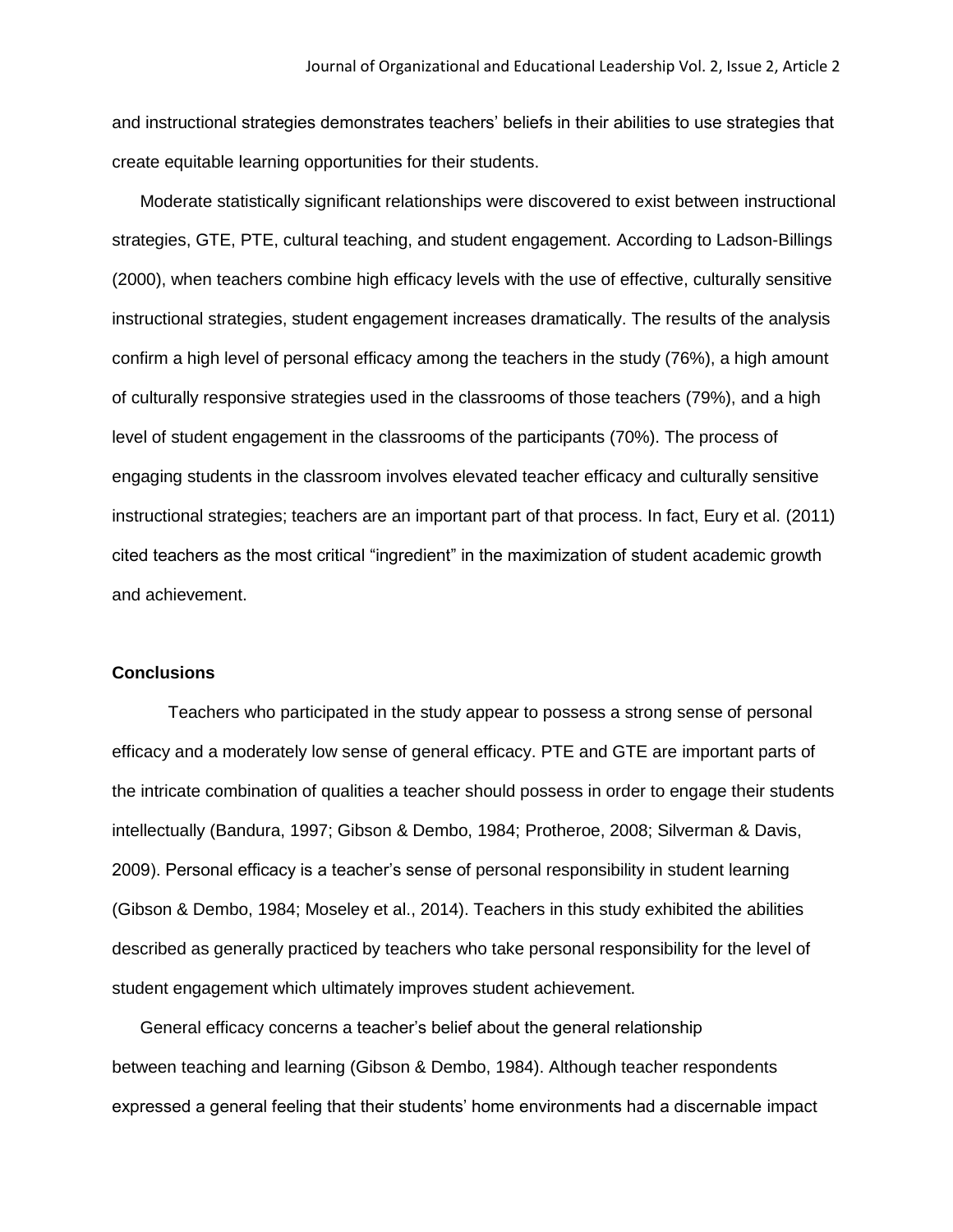and instructional strategies demonstrates teachers' beliefs in their abilities to use strategies that create equitable learning opportunities for their students.

Moderate statistically significant relationships were discovered to exist between instructional strategies, GTE, PTE, cultural teaching, and student engagement. According to Ladson-Billings (2000), when teachers combine high efficacy levels with the use of effective, culturally sensitive instructional strategies, student engagement increases dramatically. The results of the analysis confirm a high level of personal efficacy among the teachers in the study (76%), a high amount of culturally responsive strategies used in the classrooms of those teachers (79%), and a high level of student engagement in the classrooms of the participants (70%). The process of engaging students in the classroom involves elevated teacher efficacy and culturally sensitive instructional strategies; teachers are an important part of that process. In fact, Eury et al. (2011) cited teachers as the most critical "ingredient" in the maximization of student academic growth and achievement.

**Conclusions**

Teachers who participated in the study appear to possess a strong sense of personal efficacy and a moderately low sense of general efficacy. PTE and GTE are important parts of the intricate combination of qualities a teacher should possess in order to engage their students intellectually (Bandura, 1997; Gibson & Dembo, 1984; Protheroe, 2008; Silverman & Davis, 2009). Personal efficacy is a teacher's sense of personal responsibility in student learning (Gibson & Dembo, 1984; Moseley et al., 2014). Teachers in this study exhibited the abilities described as generally practiced by teachers who take personal responsibility for the level of student engagement which ultimately improves student achievement.

General efficacy concerns a teacher's belief about the general relationship between teaching and learning (Gibson & Dembo, 1984). Although teacher respondents expressed a general feeling that their students' home environments had a discernable impact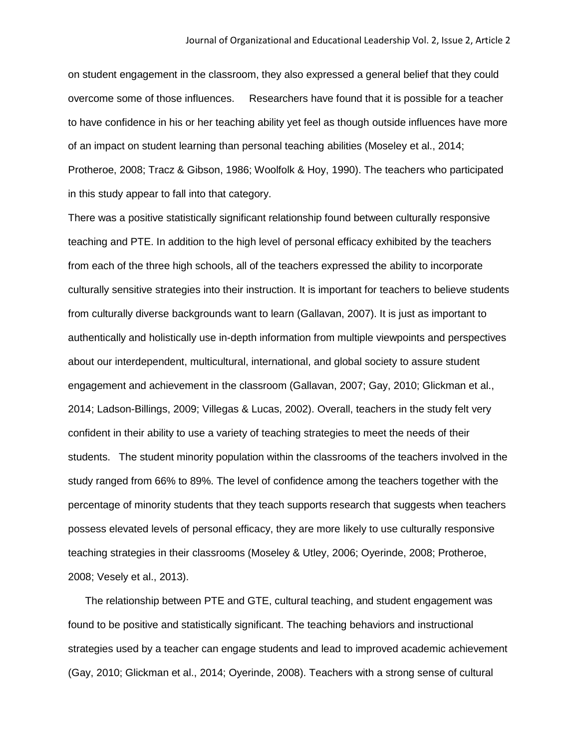on student engagement in the classroom, they also expressed a general belief that they could overcome some of those influences. Researchers have found that it is possible for a teacher to have confidence in his or her teaching ability yet feel as though outside influences have more of an impact on student learning than personal teaching abilities (Moseley et al., 2014; Protheroe, 2008; Tracz & Gibson, 1986; Woolfolk & Hoy, 1990). The teachers who participated in this study appear to fall into that category.

There was a positive statistically significant relationship found between culturally responsive teaching and PTE. In addition to the high level of personal efficacy exhibited by the teachers from each of the three high schools, all of the teachers expressed the ability to incorporate culturally sensitive strategies into their instruction. It is important for teachers to believe students from culturally diverse backgrounds want to learn (Gallavan, 2007). It is just as important to authentically and holistically use in-depth information from multiple viewpoints and perspectives about our interdependent, multicultural, international, and global society to assure student engagement and achievement in the classroom (Gallavan, 2007; Gay, 2010; Glickman et al., 2014; Ladson-Billings, 2009; Villegas & Lucas, 2002). Overall, teachers in the study felt very confident in their ability to use a variety of teaching strategies to meet the needs of their students. The student minority population within the classrooms of the teachers involved in the study ranged from 66% to 89%. The level of confidence among the teachers together with the percentage of minority students that they teach supports research that suggests when teachers possess elevated levels of personal efficacy, they are more likely to use culturally responsive teaching strategies in their classrooms (Moseley & Utley, 2006; Oyerinde, 2008; Protheroe, 2008; Vesely et al., 2013).

The relationship between PTE and GTE, cultural teaching, and student engagement was found to be positive and statistically significant. The teaching behaviors and instructional strategies used by a teacher can engage students and lead to improved academic achievement (Gay, 2010; Glickman et al., 2014; Oyerinde, 2008). Teachers with a strong sense of cultural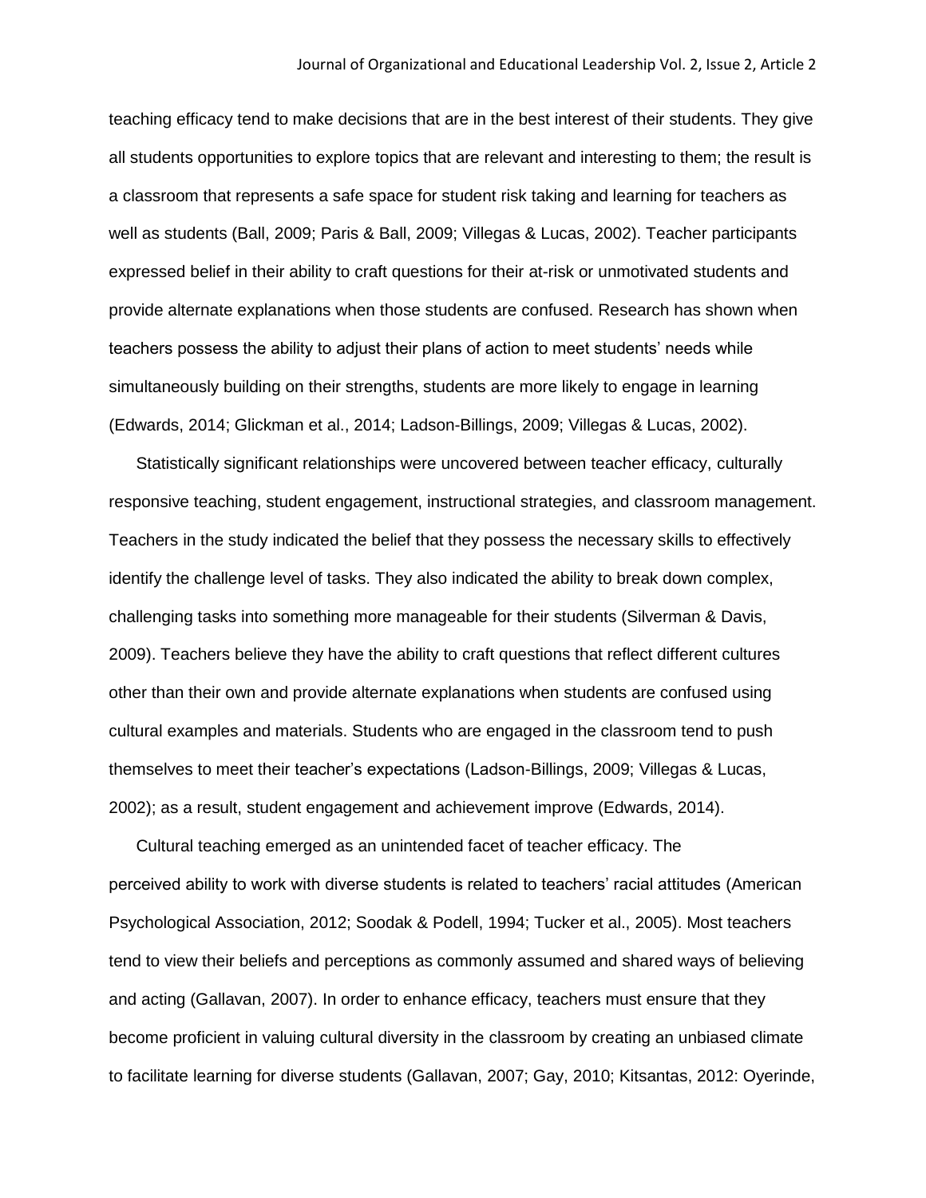teaching efficacy tend to make decisions that are in the best interest of their students. They give all students opportunities to explore topics that are relevant and interesting to them; the result is a classroom that represents a safe space for student risk taking and learning for teachers as well as students (Ball, 2009; Paris & Ball, 2009; Villegas & Lucas, 2002). Teacher participants expressed belief in their ability to craft questions for their at-risk or unmotivated students and provide alternate explanations when those students are confused. Research has shown when teachers possess the ability to adjust their plans of action to meet students' needs while simultaneously building on their strengths, students are more likely to engage in learning (Edwards, 2014; Glickman et al., 2014; Ladson-Billings, 2009; Villegas & Lucas, 2002).

Statistically significant relationships were uncovered between teacher efficacy, culturally responsive teaching, student engagement, instructional strategies, and classroom management. Teachers in the study indicated the belief that they possess the necessary skills to effectively identify the challenge level of tasks. They also indicated the ability to break down complex, challenging tasks into something more manageable for their students (Silverman & Davis, 2009). Teachers believe they have the ability to craft questions that reflect different cultures other than their own and provide alternate explanations when students are confused using cultural examples and materials. Students who are engaged in the classroom tend to push themselves to meet their teacher's expectations (Ladson-Billings, 2009; Villegas & Lucas, 2002); as a result, student engagement and achievement improve (Edwards, 2014).

Cultural teaching emerged as an unintended facet of teacher efficacy. The perceived ability to work with diverse students is related to teachers' racial attitudes (American Psychological Association, 2012; Soodak & Podell, 1994; Tucker et al., 2005). Most teachers tend to view their beliefs and perceptions as commonly assumed and shared ways of believing and acting (Gallavan, 2007). In order to enhance efficacy, teachers must ensure that they become proficient in valuing cultural diversity in the classroom by creating an unbiased climate to facilitate learning for diverse students (Gallavan, 2007; Gay, 2010; Kitsantas, 2012: Oyerinde,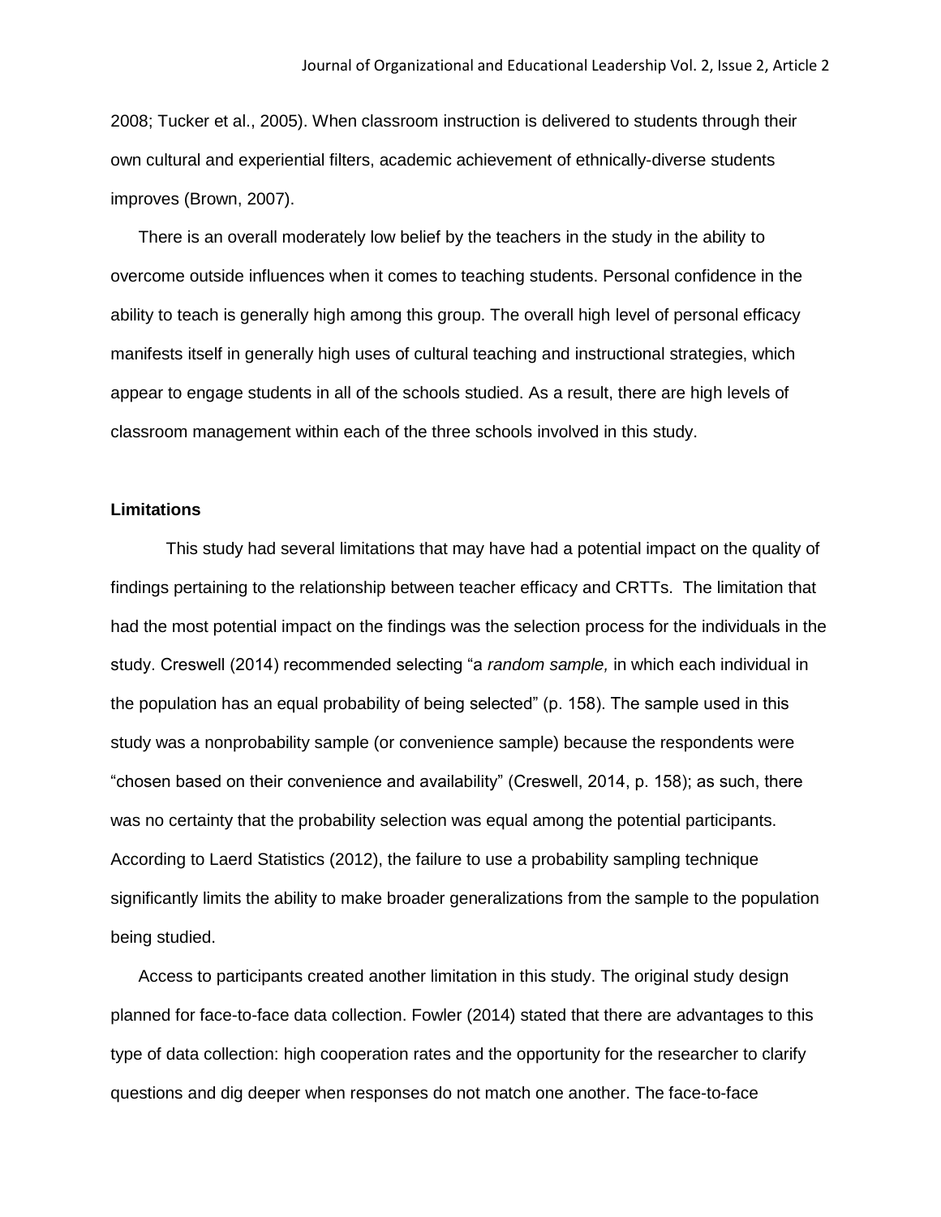2008; Tucker et al., 2005). When classroom instruction is delivered to students through their own cultural and experiential filters, academic achievement of ethnically-diverse students improves (Brown, 2007).

There is an overall moderately low belief by the teachers in the study in the ability to overcome outside influences when it comes to teaching students. Personal confidence in the ability to teach is generally high among this group. The overall high level of personal efficacy manifests itself in generally high uses of cultural teaching and instructional strategies, which appear to engage students in all of the schools studied. As a result, there are high levels of classroom management within each of the three schools involved in this study.

**Limitations**

This study had several limitations that may have had a potential impact on the quality of findings pertaining to the relationship between teacher efficacy and CRTTs. The limitation that had the most potential impact on the findings was the selection process for the individuals in the study. Creswell (2014) recommended selecting "a *random sample,* in which each individual in the population has an equal probability of being selected" (p. 158). The sample used in this study was a nonprobability sample (or convenience sample) because the respondents were "chosen based on their convenience and availability" (Creswell, 2014, p. 158); as such, there was no certainty that the probability selection was equal among the potential participants. According to Laerd Statistics (2012), the failure to use a probability sampling technique significantly limits the ability to make broader generalizations from the sample to the population being studied.

Access to participants created another limitation in this study. The original study design planned for face-to-face data collection. Fowler (2014) stated that there are advantages to this type of data collection: high cooperation rates and the opportunity for the researcher to clarify questions and dig deeper when responses do not match one another. The face-to-face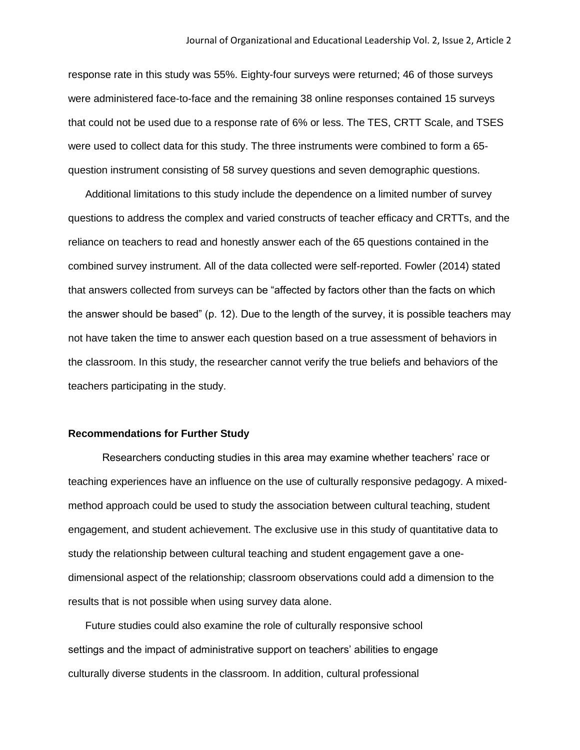response rate in this study was 55%. Eighty-four surveys were returned; 46 of those surveys were administered face-to-face and the remaining 38 online responses contained 15 surveys that could not be used due to a response rate of 6% or less. The TES, CRTT Scale, and TSES were used to collect data for this study. The three instruments were combined to form a 65-question instrument consisting of 58 survey questions and seven demographic questions.

Additional limitations to this study include the dependence on a limited number of survey questions to address the complex and varied constructs of teacher efficacy and CRTTs, and the reliance on teachers to read and honestly answer each of the 65 questions contained in the combined survey instrument. All of the data collected were self-reported. Fowler (2014) stated that answers collected from surveys can be "affected by factors other than the facts on which the answer should be based" (p. 12). Due to the length of the survey, it is possible teachers may not have taken the time to answer each question based on a true assessment of behaviors in the classroom. In this study, the researcher cannot verify the true beliefs and behaviors of the teachers participating in the study.

**Recommendations for Further Study**

Researchers conducting studies in this area may examine whether teachers' race or teaching experiences have an influence on the use of culturally responsive pedagogy. A mixed-method approach could be used to study the association between cultural teaching, student engagement, and student achievement. The exclusive use in this study of quantitative data to study the relationship between cultural teaching and student engagement gave a one-dimensional aspect of the relationship; classroom observations could add a dimension to the results that is not possible when using survey data alone.

Future studies could also examine the role of culturally responsive school settings and the impact of administrative support on teachers' abilities to engage culturally diverse students in the classroom. In addition, cultural professional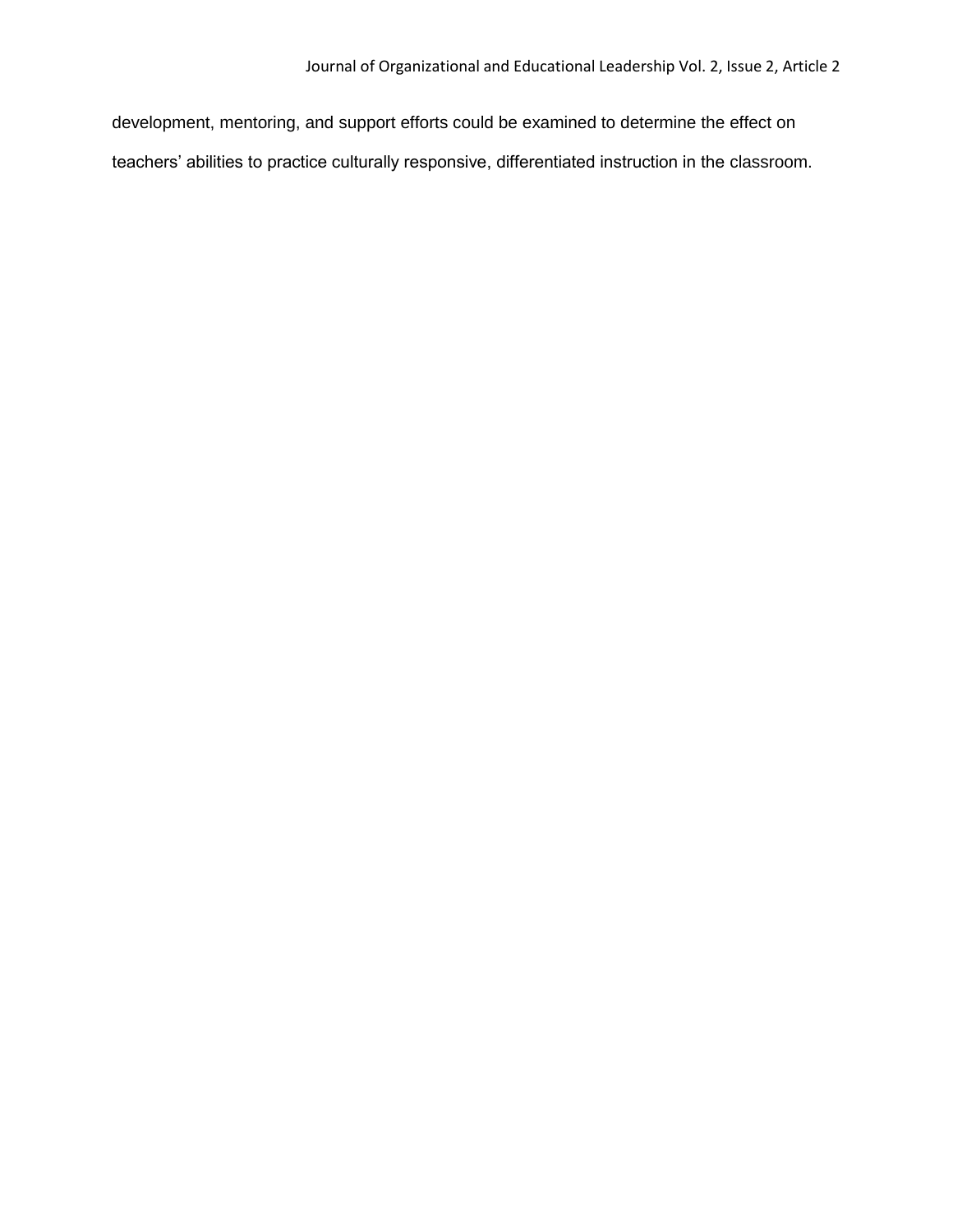development, mentoring, and support efforts could be examined to determine the effect on teachers' abilities to practice culturally responsive, differentiated instruction in the classroom.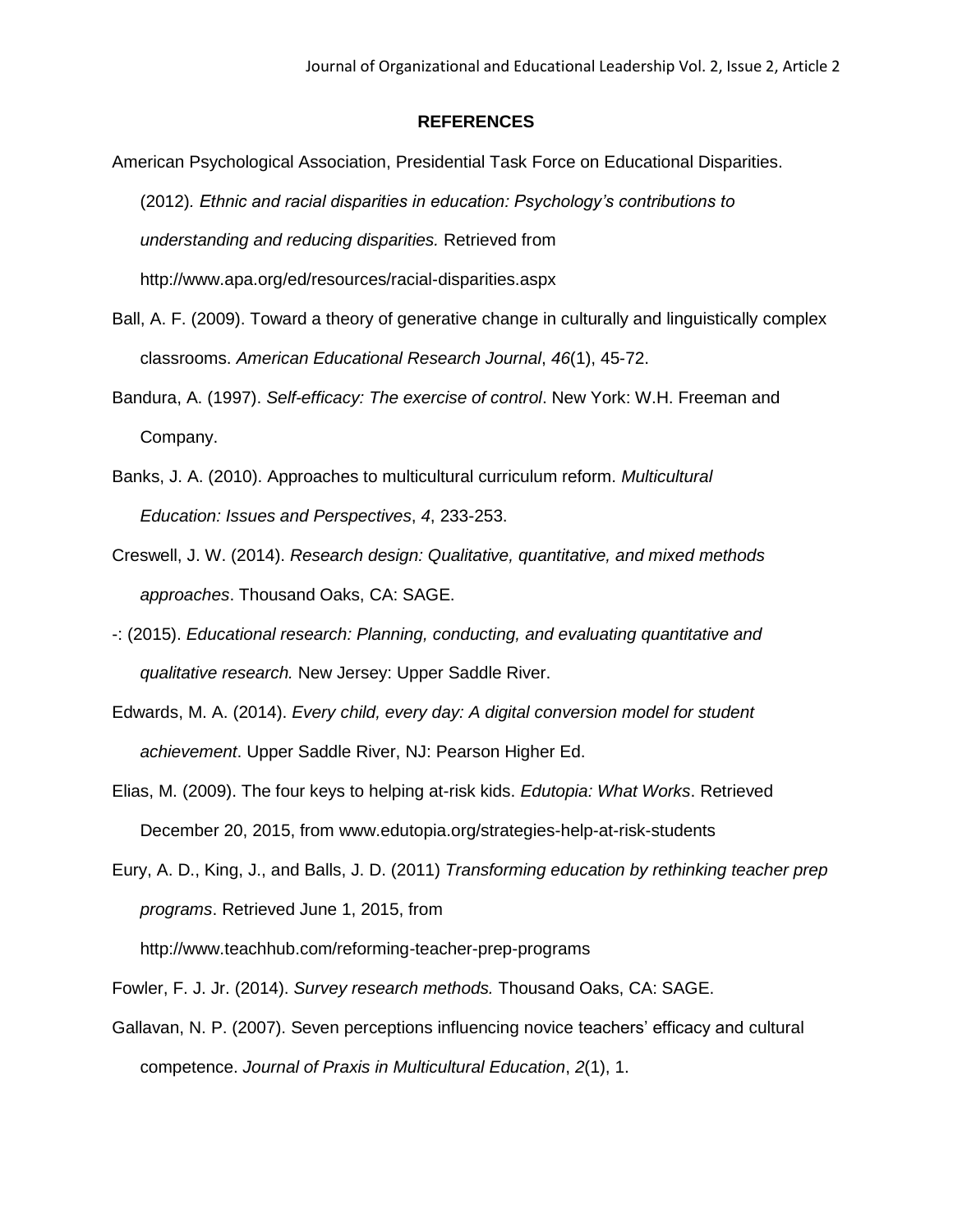## REFERENCES

American Psychological Association, Presidential Task Force on Educational Disparities. (2012). *Ethnic and racial disparities in education: Psychology's contributions to understanding and reducing disparities.* Retrieved from http://www.apa.org/ed/resources/racial-disparities.aspx

Ball, A. F. (2009). Toward a theory of generative change in culturally and linguistically complex classrooms. *American Educational Research Journal*, *46*(1), 45-72.

Bandura, A. (1997). *Self-efficacy: The exercise of control*. New York: W.H. Freeman and Company.

Banks, J. A. (2010). Approaches to multicultural curriculum reform. *Multicultural Education: Issues and Perspectives*, *4*, 233-253.

Creswell, J. W. (2014). *Research design: Qualitative, quantitative, and mixed methods approaches*. Thousand Oaks, CA: SAGE.

-: (2015). *Educational research: Planning, conducting, and evaluating quantitative and qualitative research.* New Jersey: Upper Saddle River.

Edwards, M. A. (2014). *Every child, every day: A digital conversion model for student achievement*. Upper Saddle River, NJ: Pearson Higher Ed.

Elias, M. (2009). The four keys to helping at-risk kids. *Edutopia: What Works*. Retrieved December 20, 2015, from www.edutopia.org/strategies-help-at-risk-students

Eury, A. D., King, J., and Balls, J. D. (2011) *Transforming education by rethinking teacher prep programs*. Retrieved June 1, 2015, from http://www.teachhub.com/reforming-teacher-prep-programs

Fowler, F. J. Jr. (2014). *Survey research methods.* Thousand Oaks, CA: SAGE.

Gallavan, N. P. (2007). Seven perceptions influencing novice teachers' efficacy and cultural competence. *Journal of Praxis in Multicultural Education*, *2*(1), 1.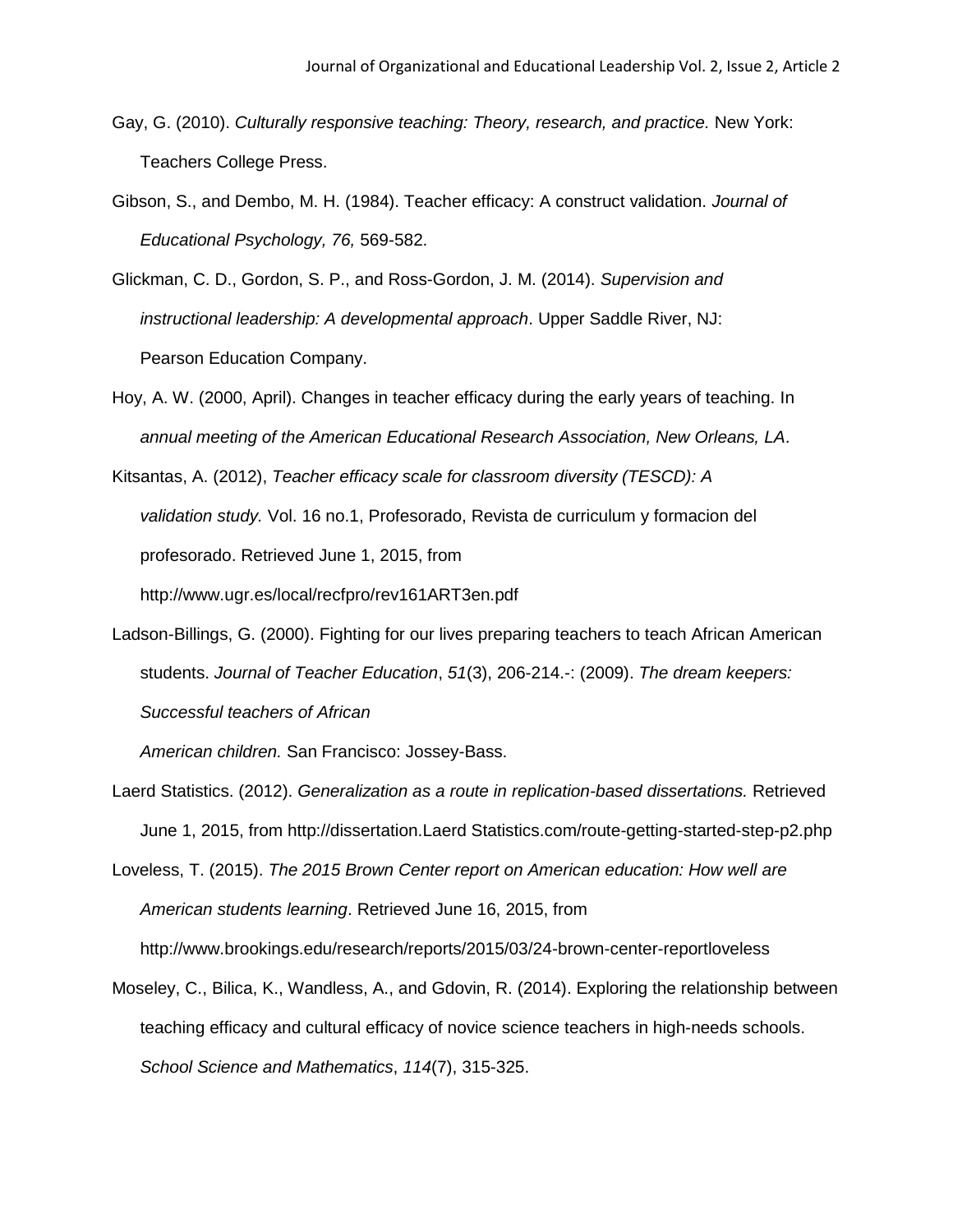Gay, G. (2010). *Culturally responsive teaching: Theory, research, and practice.* New York: Teachers College Press.

Gibson, S., and Dembo, M. H. (1984). Teacher efficacy: A construct validation. *Journal of Educational Psychology, 76,* 569-582.

Glickman, C. D., Gordon, S. P., and Ross-Gordon, J. M. (2014). *Supervision and instructional leadership: A developmental approach*. Upper Saddle River, NJ: Pearson Education Company.

Hoy, A. W. (2000, April). Changes in teacher efficacy during the early years of teaching. In *annual meeting of the American Educational Research Association, New Orleans, LA*.

Kitsantas, A. (2012), *Teacher efficacy scale for classroom diversity (TESCD): A validation study.* Vol. 16 no.1, Profesorado, Revista de curriculum y formacion del profesorado. Retrieved June 1, 2015, from http://www.ugr.es/local/recfpro/rev161ART3en.pdf

Ladson-Billings, G. (2000). Fighting for our lives preparing teachers to teach African American students. *Journal of Teacher Education*, *51*(3), 206-214.-: (2009). *The dream keepers: Successful teachers of African American children.* San Francisco: Jossey-Bass.

Laerd Statistics. (2012). *Generalization as a route in replication-based dissertations.* Retrieved June 1, 2015, from http://dissertation.Laerd Statistics.com/route-getting-started-step-p2.php

Loveless, T. (2015). *The 2015 Brown Center report on American education: How well are American students learning*. Retrieved June 16, 2015, from http://www.brookings.edu/research/reports/2015/03/24-brown-center-reportloveless

Moseley, C., Bilica, K., Wandless, A., and Gdovin, R. (2014). Exploring the relationship between teaching efficacy and cultural efficacy of novice science teachers in high-needs schools. *School Science and Mathematics*, *114*(7), 315-325.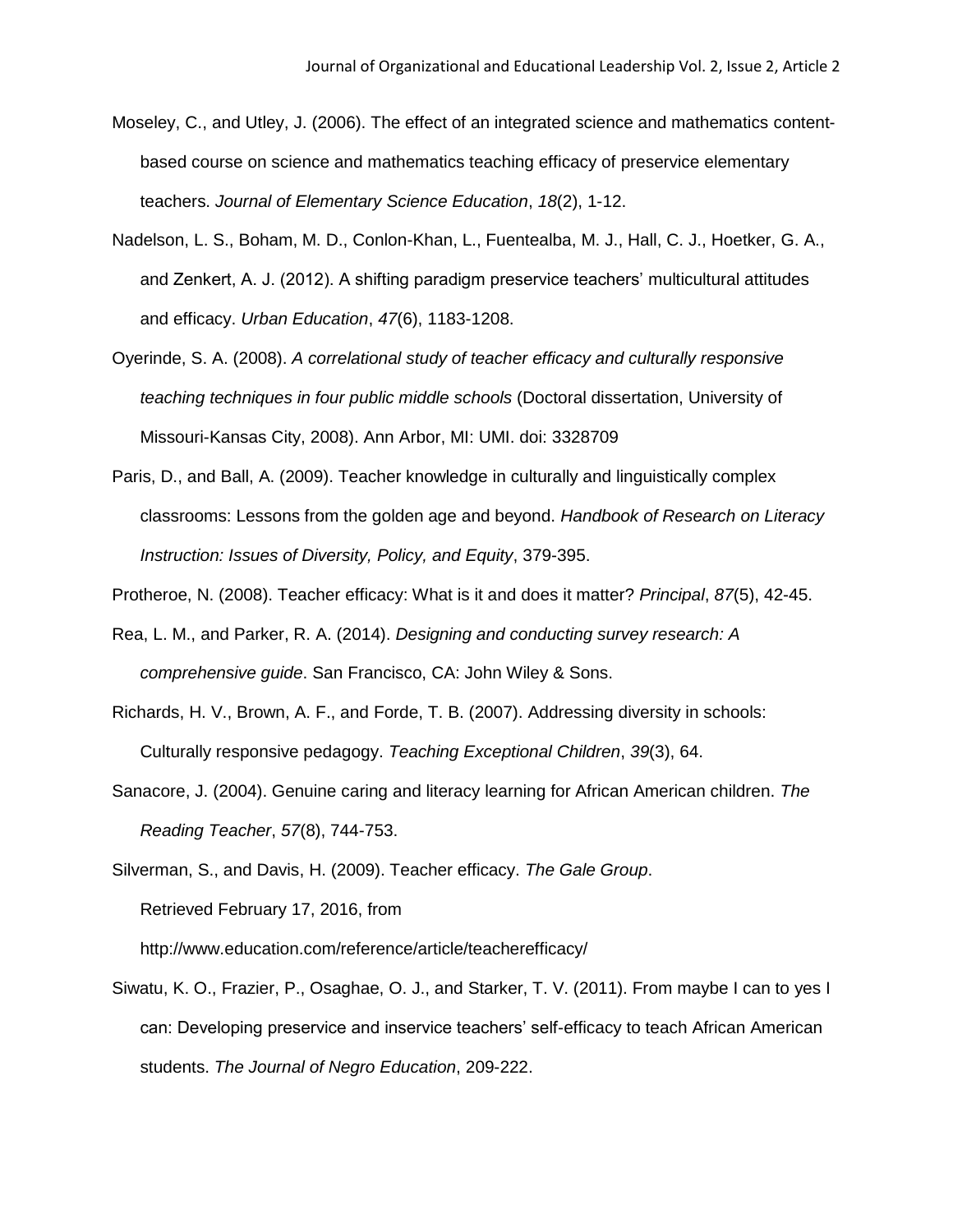Moseley, C., and Utley, J. (2006). The effect of an integrated science and mathematics content-based course on science and mathematics teaching efficacy of preservice elementary teachers. *Journal of Elementary Science Education*, *18*(2), 1-12.

Nadelson, L. S., Boham, M. D., Conlon-Khan, L., Fuentealba, M. J., Hall, C. J., Hoetker, G. A., and Zenkert, A. J. (2012). A shifting paradigm preservice teachers' multicultural attitudes and efficacy. *Urban Education*, *47*(6), 1183-1208.

Oyerinde, S. A. (2008). *A correlational study of teacher efficacy and culturally responsive teaching techniques in four public middle schools* (Doctoral dissertation, University of Missouri-Kansas City, 2008). Ann Arbor, MI: UMI. doi: 3328709

Paris, D., and Ball, A. (2009). Teacher knowledge in culturally and linguistically complex classrooms: Lessons from the golden age and beyond. *Handbook of Research on Literacy Instruction: Issues of Diversity, Policy, and Equity*, 379-395.

Protheroe, N. (2008). Teacher efficacy: What is it and does it matter? *Principal*, *87*(5), 42-45.

Rea, L. M., and Parker, R. A. (2014). *Designing and conducting survey research: A comprehensive guide*. San Francisco, CA: John Wiley & Sons.

Richards, H. V., Brown, A. F., and Forde, T. B. (2007). Addressing diversity in schools: Culturally responsive pedagogy. *Teaching Exceptional Children*, *39*(3), 64.

Sanacore, J. (2004). Genuine caring and literacy learning for African American children. *The Reading Teacher*, *57*(8), 744-753.

Silverman, S., and Davis, H. (2009). Teacher efficacy. *The Gale Group*. Retrieved February 17, 2016, from http://www.education.com/reference/article/teacherefficacy/

Siwatu, K. O., Frazier, P., Osaghae, O. J., and Starker, T. V. (2011). From maybe I can to yes I can: Developing preservice and inservice teachers' self-efficacy to teach African American students. *The Journal of Negro Education*, 209-222.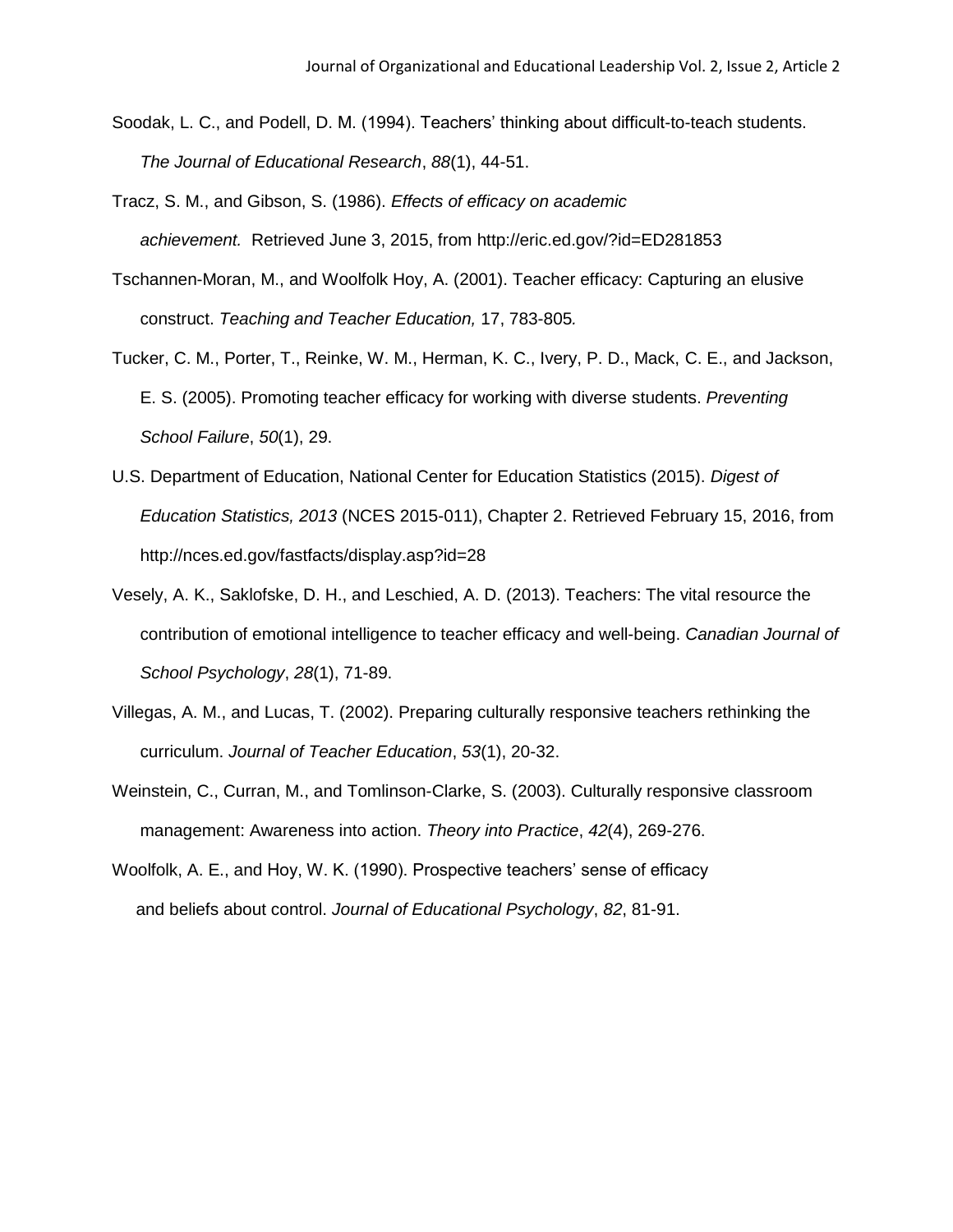Soodak, L. C., and Podell, D. M. (1994). Teachers' thinking about difficult-to-teach students. *The Journal of Educational Research*, *88*(1), 44-51.

Tracz, S. M., and Gibson, S. (1986). *Effects of efficacy on academic achievement.* Retrieved June 3, 2015, from http://eric.ed.gov/?id=ED281853

Tschannen-Moran, M., and Woolfolk Hoy, A. (2001). Teacher efficacy: Capturing an elusive construct. *Teaching and Teacher Education,* 17, 783-805*.*

Tucker, C. M., Porter, T., Reinke, W. M., Herman, K. C., Ivery, P. D., Mack, C. E., and Jackson, E. S. (2005). Promoting teacher efficacy for working with diverse students. *Preventing School Failure*, *50*(1), 29.

U.S. Department of Education, National Center for Education Statistics (2015). *Digest of Education Statistics, 2013* (NCES 2015-011), Chapter 2. Retrieved February 15, 2016, from http://nces.ed.gov/fastfacts/display.asp?id=28

Vesely, A. K., Saklofske, D. H., and Leschied, A. D. (2013). Teachers: The vital resource the contribution of emotional intelligence to teacher efficacy and well-being. *Canadian Journal of School Psychology*, *28*(1), 71-89.

Villegas, A. M., and Lucas, T. (2002). Preparing culturally responsive teachers rethinking the curriculum. *Journal of Teacher Education*, *53*(1), 20-32.

Weinstein, C., Curran, M., and Tomlinson-Clarke, S. (2003). Culturally responsive classroom management: Awareness into action. *Theory into Practice*, *42*(4), 269-276.

Woolfolk, A. E., and Hoy, W. K. (1990). Prospective teachers' sense of efficacy and beliefs about control. *Journal of Educational Psychology*, *82*, 81-91.